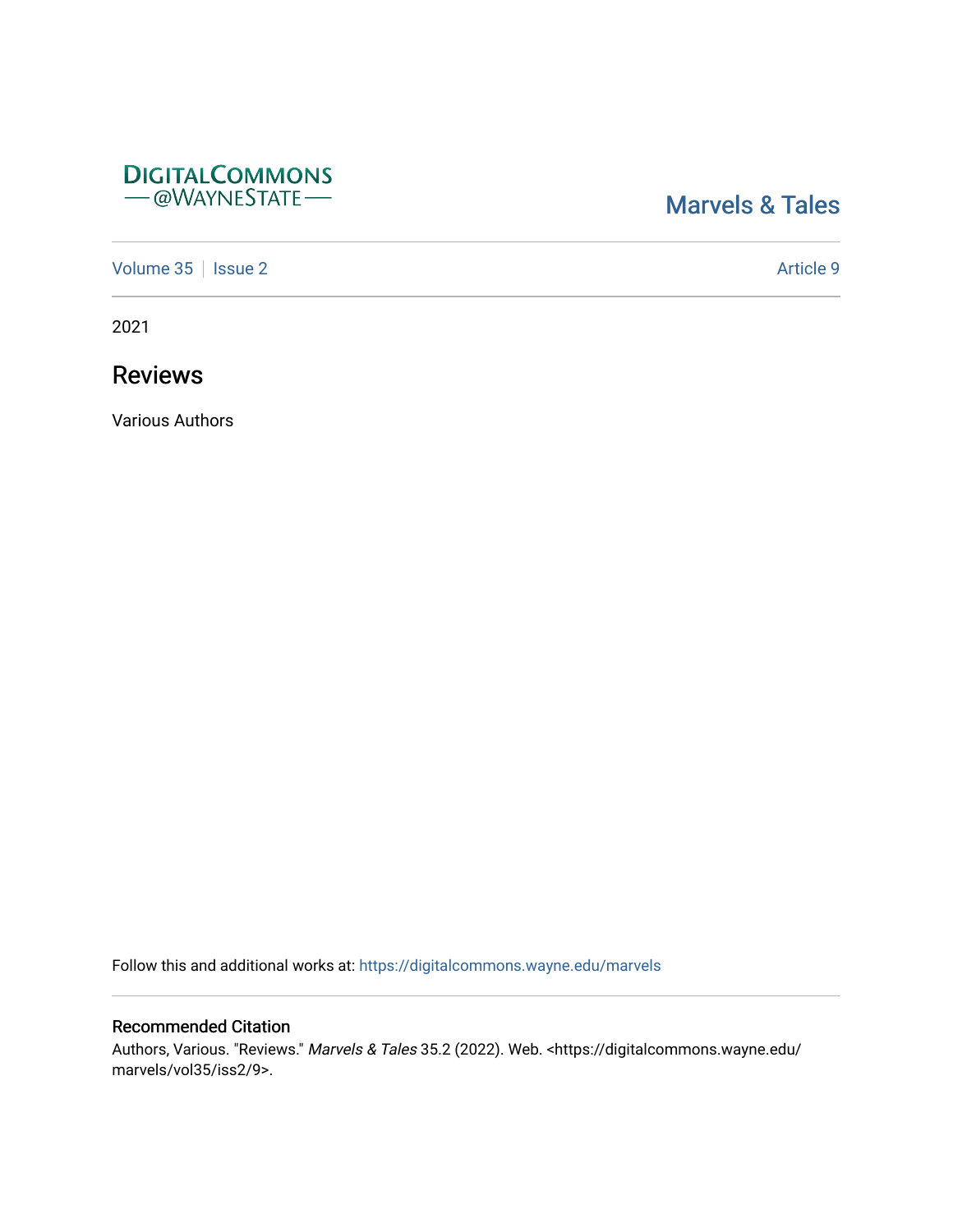DigitalCommons
@WayneState

Marvels & Tales

Volume 35 | Issue 2 | Article 9

2021

# Reviews

Various Authors

Follow this and additional works at: https://digitalcommons.wayne.edu/marvels

## Recommended Citation

Authors, Various. "Reviews." *Marvels & Tales* 35.2 (2022). Web. <https://digitalcommons.wayne.edu/marvels/vol35/iss2/9>.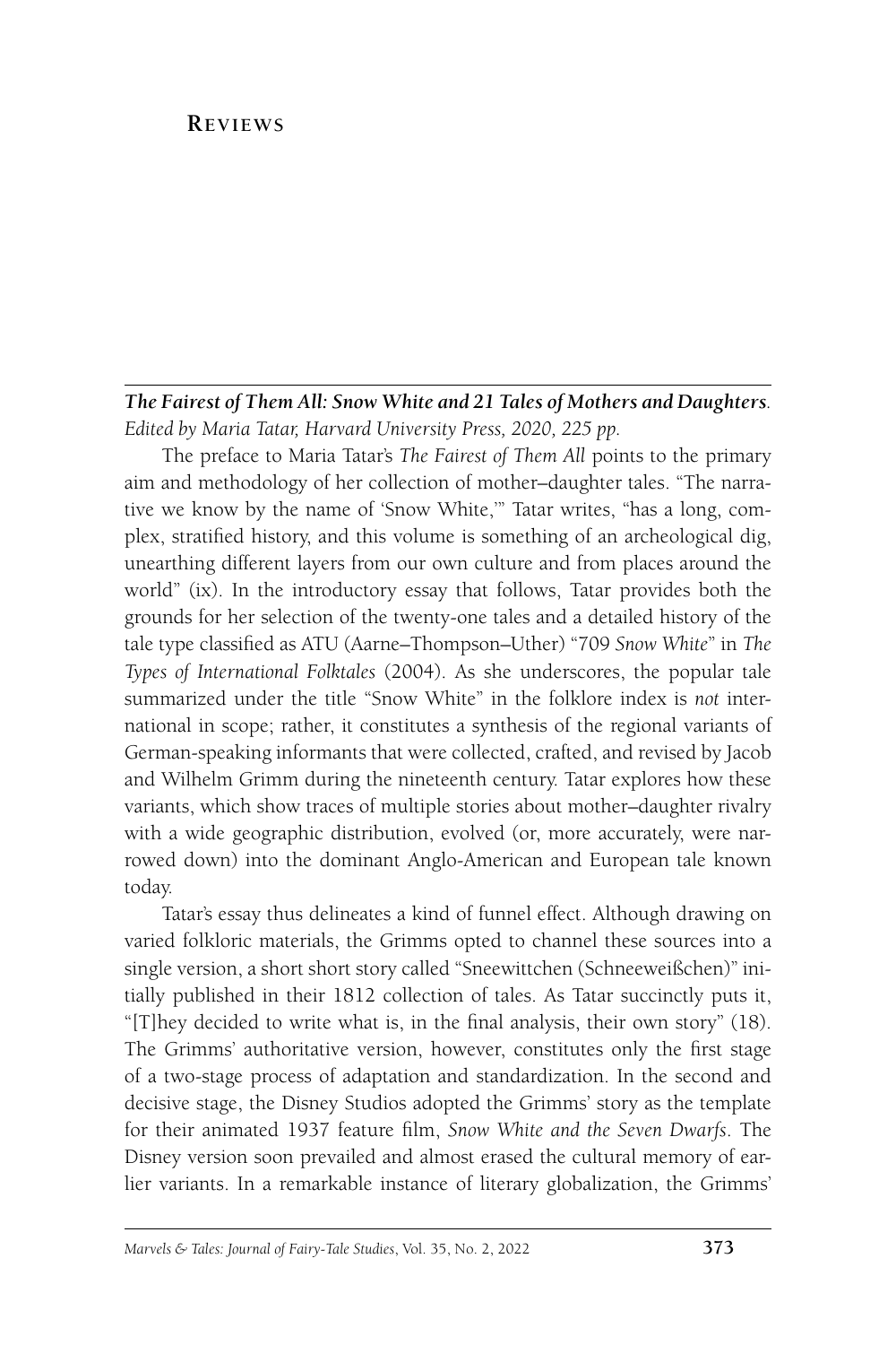# Reviews

***The Fairest of Them All: Snow White and 21 Tales of Mothers and Daughters**. Edited by Maria Tatar, Harvard University Press, 2020, 225 pp.*

The preface to Maria Tatar's *The Fairest of Them All* points to the primary aim and methodology of her collection of mother–daughter tales. "The narrative we know by the name of 'Snow White,'" Tatar writes, "has a long, complex, stratified history, and this volume is something of an archeological dig, unearthing different layers from our own culture and from places around the world" (ix). In the introductory essay that follows, Tatar provides both the grounds for her selection of the twenty-one tales and a detailed history of the tale type classified as ATU (Aarne–Thompson–Uther) "709 *Snow White*" in *The Types of International Folktales* (2004). As she underscores, the popular tale summarized under the title "Snow White" in the folklore index is *not* international in scope; rather, it constitutes a synthesis of the regional variants of German-speaking informants that were collected, crafted, and revised by Jacob and Wilhelm Grimm during the nineteenth century. Tatar explores how these variants, which show traces of multiple stories about mother–daughter rivalry with a wide geographic distribution, evolved (or, more accurately, were narrowed down) into the dominant Anglo-American and European tale known today.

Tatar's essay thus delineates a kind of funnel effect. Although drawing on varied folkloric materials, the Grimms opted to channel these sources into a single version, a short short story called "Sneewittchen (Schneeweißchen)" initially published in their 1812 collection of tales. As Tatar succinctly puts it, "[T]hey decided to write what is, in the final analysis, their own story" (18). The Grimms' authoritative version, however, constitutes only the first stage of a two-stage process of adaptation and standardization. In the second and decisive stage, the Disney Studios adopted the Grimms' story as the template for their animated 1937 feature film, *Snow White and the Seven Dwarfs*. The Disney version soon prevailed and almost erased the cultural memory of earlier variants. In a remarkable instance of literary globalization, the Grimms'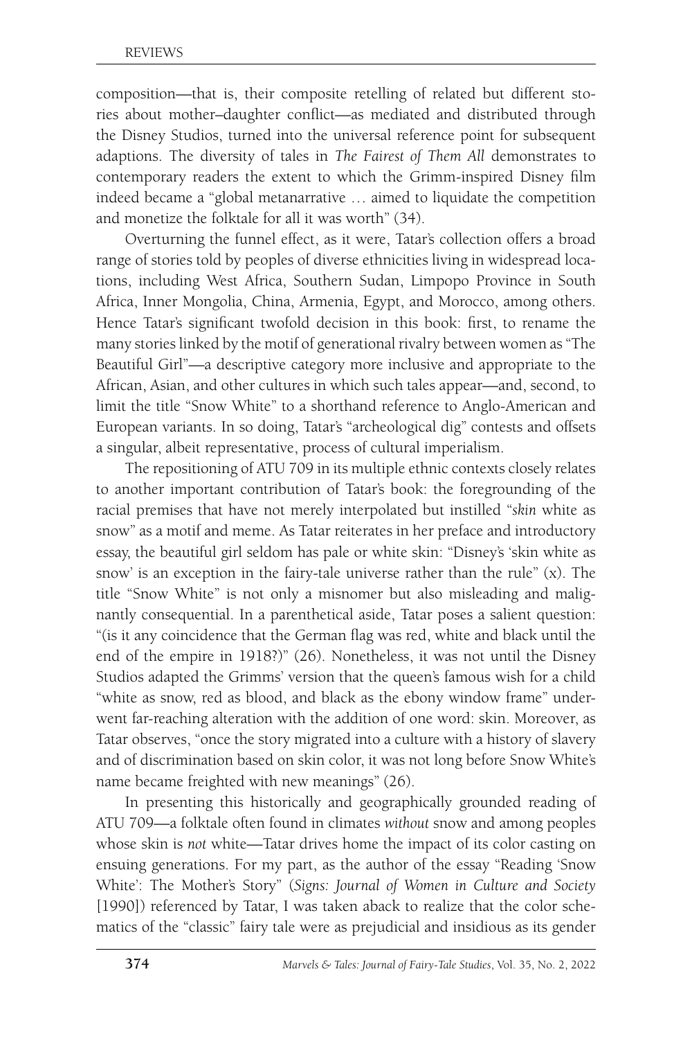composition—that is, their composite retelling of related but different stories about mother–daughter conflict—as mediated and distributed through the Disney Studios, turned into the universal reference point for subsequent adaptions. The diversity of tales in *The Fairest of Them All* demonstrates to contemporary readers the extent to which the Grimm-inspired Disney film indeed became a "global metanarrative … aimed to liquidate the competition and monetize the folktale for all it was worth" (34).

Overturning the funnel effect, as it were, Tatar's collection offers a broad range of stories told by peoples of diverse ethnicities living in widespread locations, including West Africa, Southern Sudan, Limpopo Province in South Africa, Inner Mongolia, China, Armenia, Egypt, and Morocco, among others. Hence Tatar's significant twofold decision in this book: first, to rename the many stories linked by the motif of generational rivalry between women as "The Beautiful Girl"—a descriptive category more inclusive and appropriate to the African, Asian, and other cultures in which such tales appear—and, second, to limit the title "Snow White" to a shorthand reference to Anglo-American and European variants. In so doing, Tatar's "archeological dig" contests and offsets a singular, albeit representative, process of cultural imperialism.

The repositioning of ATU 709 in its multiple ethnic contexts closely relates to another important contribution of Tatar's book: the foregrounding of the racial premises that have not merely interpolated but instilled "*skin* white as snow" as a motif and meme. As Tatar reiterates in her preface and introductory essay, the beautiful girl seldom has pale or white skin: "Disney's 'skin white as snow' is an exception in the fairy-tale universe rather than the rule" (x). The title "Snow White" is not only a misnomer but also misleading and malignantly consequential. In a parenthetical aside, Tatar poses a salient question: "(is it any coincidence that the German flag was red, white and black until the end of the empire in 1918?)" (26). Nonetheless, it was not until the Disney Studios adapted the Grimms' version that the queen's famous wish for a child "white as snow, red as blood, and black as the ebony window frame" underwent far-reaching alteration with the addition of one word: skin. Moreover, as Tatar observes, "once the story migrated into a culture with a history of slavery and of discrimination based on skin color, it was not long before Snow White's name became freighted with new meanings" (26).

In presenting this historically and geographically grounded reading of ATU 709—a folktale often found in climates *without* snow and among peoples whose skin is *not* white—Tatar drives home the impact of its color casting on ensuing generations. For my part, as the author of the essay "Reading 'Snow White': The Mother's Story" (*Signs: Journal of Women in Culture and Society* [1990]) referenced by Tatar, I was taken aback to realize that the color schematics of the "classic" fairy tale were as prejudicial and insidious as its gender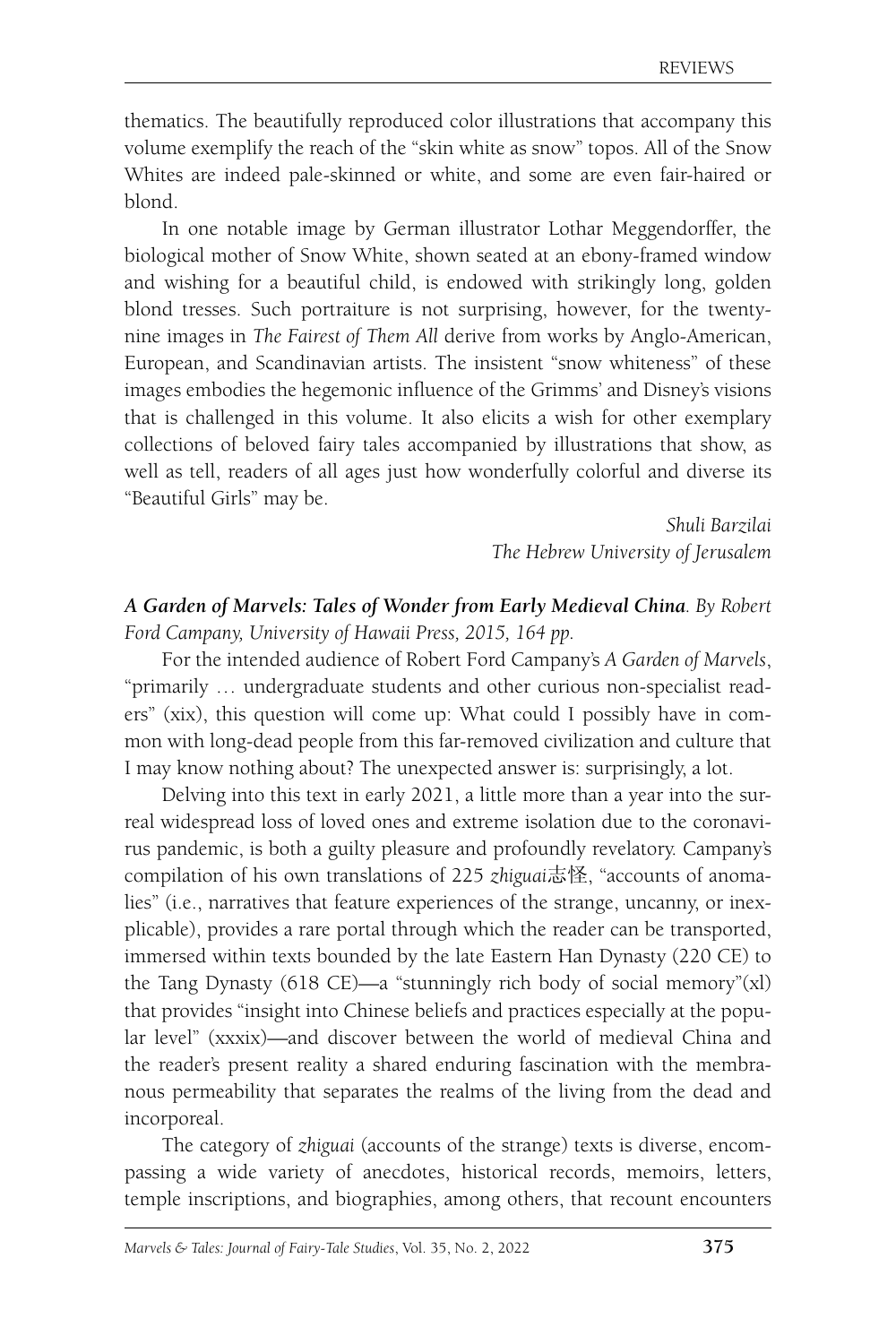thematics. The beautifully reproduced color illustrations that accompany this volume exemplify the reach of the "skin white as snow" topos. All of the Snow Whites are indeed pale-skinned or white, and some are even fair-haired or blond.

In one notable image by German illustrator Lothar Meggendorffer, the biological mother of Snow White, shown seated at an ebony-framed window and wishing for a beautiful child, is endowed with strikingly long, golden blond tresses. Such portraiture is not surprising, however, for the twenty-nine images in *The Fairest of Them All* derive from works by Anglo-American, European, and Scandinavian artists. The insistent "snow whiteness" of these images embodies the hegemonic influence of the Grimms' and Disney's visions that is challenged in this volume. It also elicits a wish for other exemplary collections of beloved fairy tales accompanied by illustrations that show, as well as tell, readers of all ages just how wonderfully colorful and diverse its "Beautiful Girls" may be.

*Shuli Barzilai*
*The Hebrew University of Jerusalem*

***A Garden of Marvels: Tales of Wonder from Early Medieval China****. By Robert Ford Campany, University of Hawaii Press, 2015, 164 pp.*

For the intended audience of Robert Ford Campany's *A Garden of Marvels*, "primarily … undergraduate students and other curious non-specialist readers" (xix), this question will come up: What could I possibly have in common with long-dead people from this far-removed civilization and culture that I may know nothing about? The unexpected answer is: surprisingly, a lot.

Delving into this text in early 2021, a little more than a year into the surreal widespread loss of loved ones and extreme isolation due to the coronavirus pandemic, is both a guilty pleasure and profoundly revelatory. Campany's compilation of his own translations of 225 *zhiguai*志怪, "accounts of anomalies" (i.e., narratives that feature experiences of the strange, uncanny, or inexplicable), provides a rare portal through which the reader can be transported, immersed within texts bounded by the late Eastern Han Dynasty (220 CE) to the Tang Dynasty (618 CE)—a "stunningly rich body of social memory"(xl) that provides "insight into Chinese beliefs and practices especially at the popular level" (xxxix)—and discover between the world of medieval China and the reader's present reality a shared enduring fascination with the membranous permeability that separates the realms of the living from the dead and incorporeal.

The category of *zhiguai* (accounts of the strange) texts is diverse, encompassing a wide variety of anecdotes, historical records, memoirs, letters, temple inscriptions, and biographies, among others, that recount encounters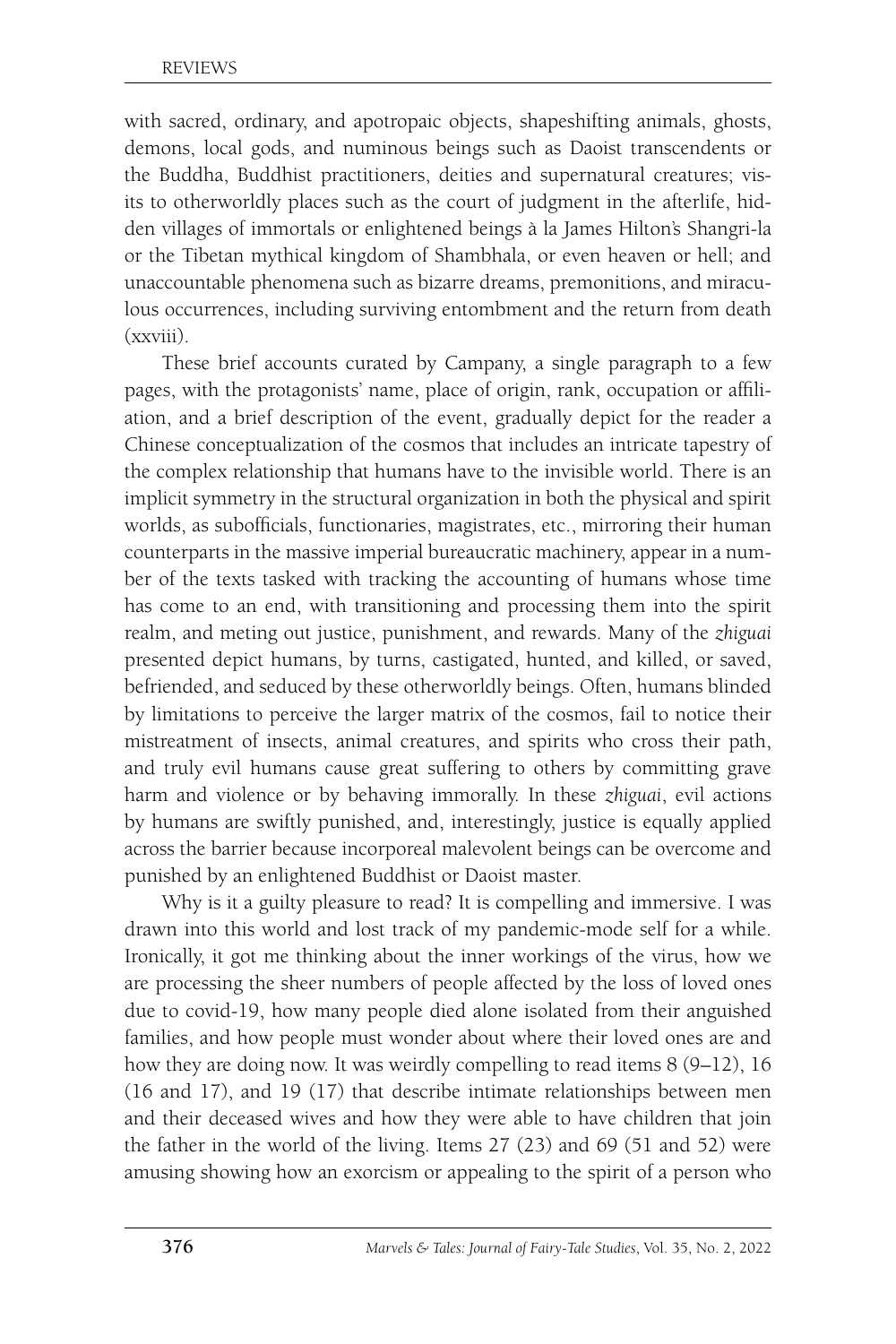with sacred, ordinary, and apotropaic objects, shapeshifting animals, ghosts, demons, local gods, and numinous beings such as Daoist transcendents or the Buddha, Buddhist practitioners, deities and supernatural creatures; visits to otherworldly places such as the court of judgment in the afterlife, hidden villages of immortals or enlightened beings à la James Hilton's Shangri-la or the Tibetan mythical kingdom of Shambhala, or even heaven or hell; and unaccountable phenomena such as bizarre dreams, premonitions, and miraculous occurrences, including surviving entombment and the return from death (xxviii).

These brief accounts curated by Campany, a single paragraph to a few pages, with the protagonists' name, place of origin, rank, occupation or affiliation, and a brief description of the event, gradually depict for the reader a Chinese conceptualization of the cosmos that includes an intricate tapestry of the complex relationship that humans have to the invisible world. There is an implicit symmetry in the structural organization in both the physical and spirit worlds, as subofficials, functionaries, magistrates, etc., mirroring their human counterparts in the massive imperial bureaucratic machinery, appear in a number of the texts tasked with tracking the accounting of humans whose time has come to an end, with transitioning and processing them into the spirit realm, and meting out justice, punishment, and rewards. Many of the *zhiguai* presented depict humans, by turns, castigated, hunted, and killed, or saved, befriended, and seduced by these otherworldly beings. Often, humans blinded by limitations to perceive the larger matrix of the cosmos, fail to notice their mistreatment of insects, animal creatures, and spirits who cross their path, and truly evil humans cause great suffering to others by committing grave harm and violence or by behaving immorally. In these *zhiguai*, evil actions by humans are swiftly punished, and, interestingly, justice is equally applied across the barrier because incorporeal malevolent beings can be overcome and punished by an enlightened Buddhist or Daoist master.

Why is it a guilty pleasure to read? It is compelling and immersive. I was drawn into this world and lost track of my pandemic-mode self for a while. Ironically, it got me thinking about the inner workings of the virus, how we are processing the sheer numbers of people affected by the loss of loved ones due to covid-19, how many people died alone isolated from their anguished families, and how people must wonder about where their loved ones are and how they are doing now. It was weirdly compelling to read items 8 (9–12), 16 (16 and 17), and 19 (17) that describe intimate relationships between men and their deceased wives and how they were able to have children that join the father in the world of the living. Items 27 (23) and 69 (51 and 52) were amusing showing how an exorcism or appealing to the spirit of a person who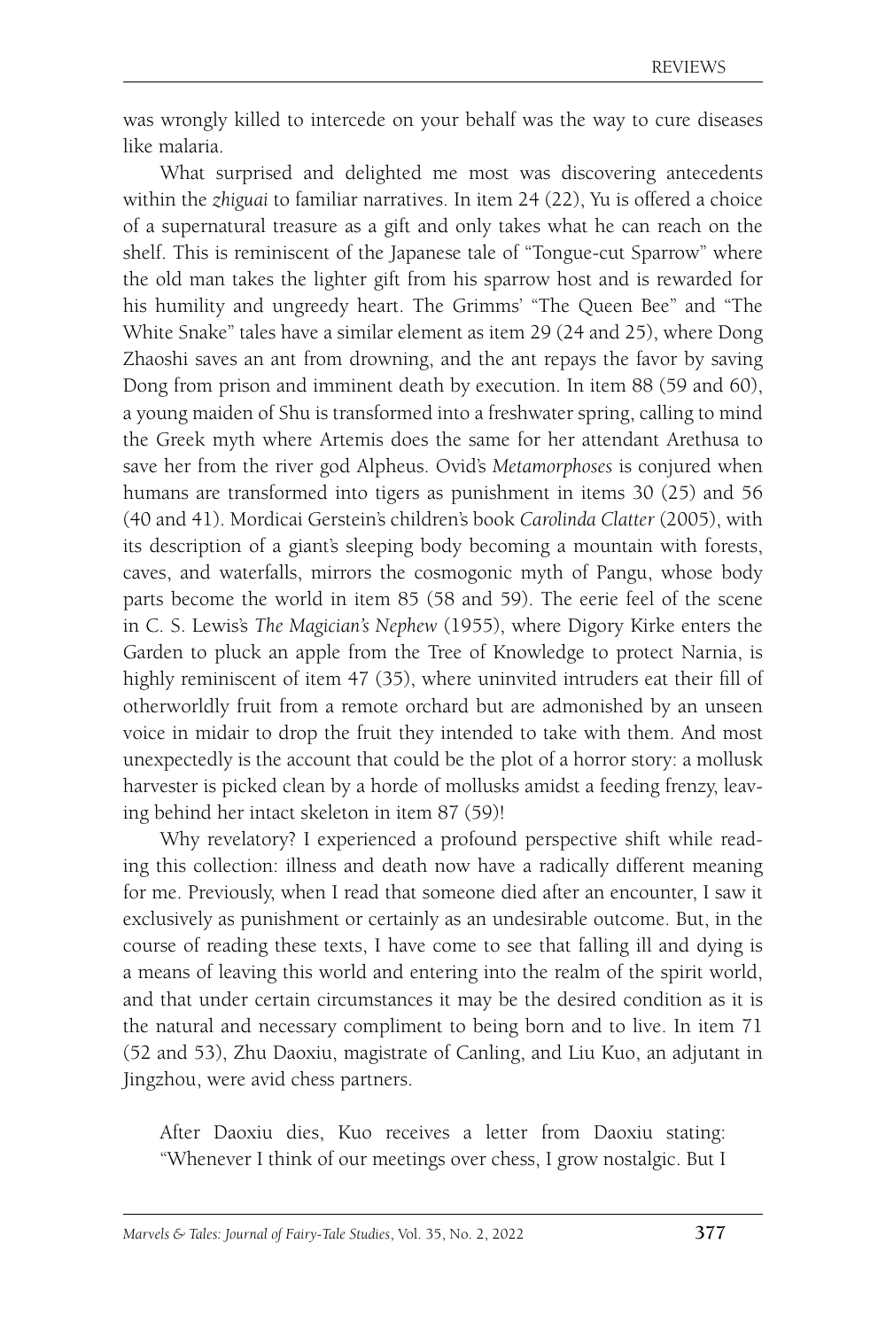was wrongly killed to intercede on your behalf was the way to cure diseases like malaria.

What surprised and delighted me most was discovering antecedents within the *zhiguai* to familiar narratives. In item 24 (22), Yu is offered a choice of a supernatural treasure as a gift and only takes what he can reach on the shelf. This is reminiscent of the Japanese tale of "Tongue-cut Sparrow" where the old man takes the lighter gift from his sparrow host and is rewarded for his humility and ungreedy heart. The Grimms' "The Queen Bee" and "The White Snake" tales have a similar element as item 29 (24 and 25), where Dong Zhaoshi saves an ant from drowning, and the ant repays the favor by saving Dong from prison and imminent death by execution. In item 88 (59 and 60), a young maiden of Shu is transformed into a freshwater spring, calling to mind the Greek myth where Artemis does the same for her attendant Arethusa to save her from the river god Alpheus. Ovid's *Metamorphoses* is conjured when humans are transformed into tigers as punishment in items 30 (25) and 56 (40 and 41). Mordicai Gerstein's children's book *Carolinda Clatter* (2005), with its description of a giant's sleeping body becoming a mountain with forests, caves, and waterfalls, mirrors the cosmogonic myth of Pangu, whose body parts become the world in item 85 (58 and 59). The eerie feel of the scene in C. S. Lewis's *The Magician's Nephew* (1955), where Digory Kirke enters the Garden to pluck an apple from the Tree of Knowledge to protect Narnia, is highly reminiscent of item 47 (35), where uninvited intruders eat their fill of otherworldly fruit from a remote orchard but are admonished by an unseen voice in midair to drop the fruit they intended to take with them. And most unexpectedly is the account that could be the plot of a horror story: a mollusk harvester is picked clean by a horde of mollusks amidst a feeding frenzy, leaving behind her intact skeleton in item 87 (59)!

Why revelatory? I experienced a profound perspective shift while reading this collection: illness and death now have a radically different meaning for me. Previously, when I read that someone died after an encounter, I saw it exclusively as punishment or certainly as an undesirable outcome. But, in the course of reading these texts, I have come to see that falling ill and dying is a means of leaving this world and entering into the realm of the spirit world, and that under certain circumstances it may be the desired condition as it is the natural and necessary compliment to being born and to live. In item 71 (52 and 53), Zhu Daoxiu, magistrate of Canling, and Liu Kuo, an adjutant in Jingzhou, were avid chess partners.

> After Daoxiu dies, Kuo receives a letter from Daoxiu stating: "Whenever I think of our meetings over chess, I grow nostalgic. But I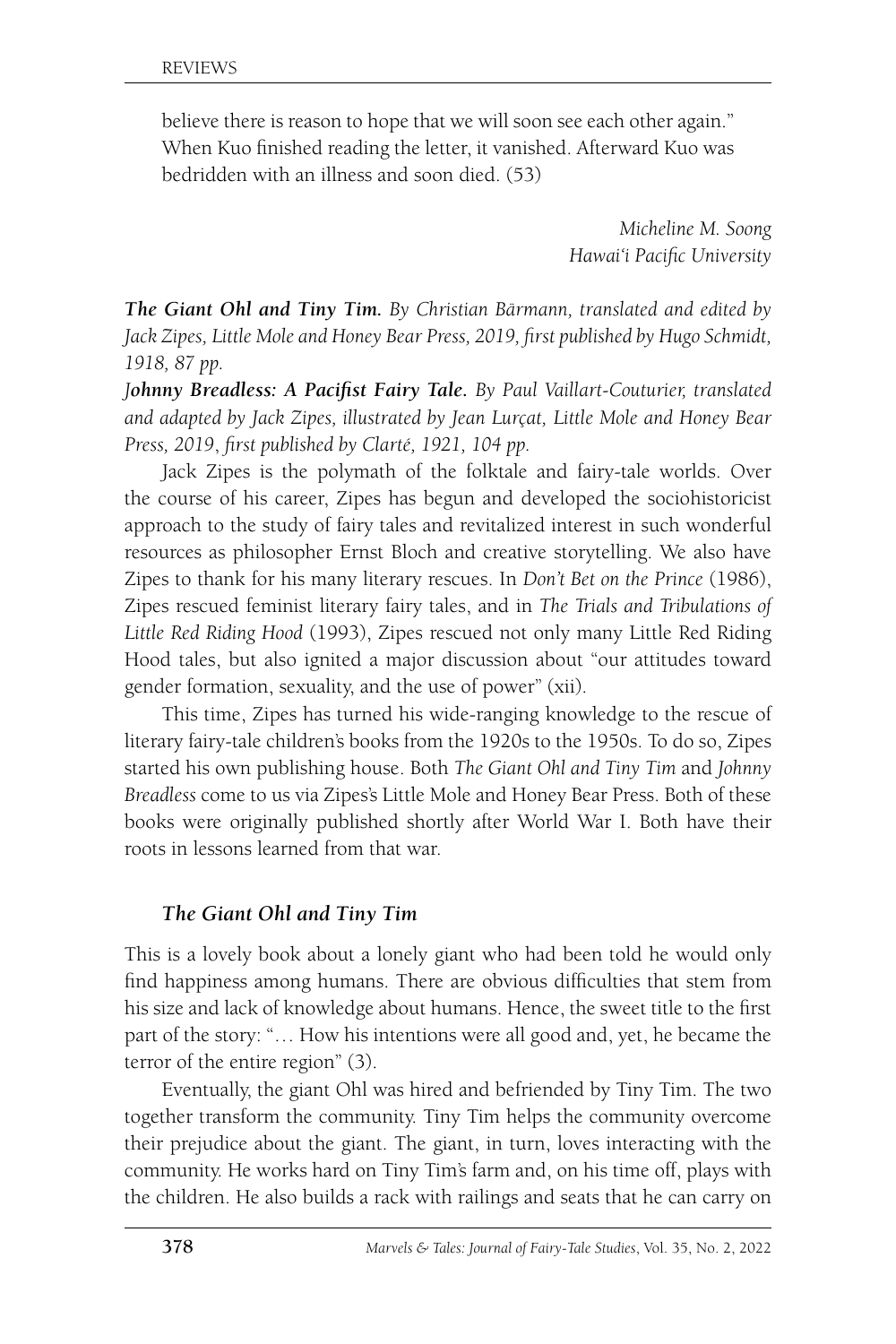believe there is reason to hope that we will soon see each other again." When Kuo finished reading the letter, it vanished. Afterward Kuo was bedridden with an illness and soon died. (53)

*Micheline M. Soong*
*Hawai'i Pacific University*

***The Giant Ohl and Tiny Tim.*** *By Christian Bärmann, translated and edited by Jack Zipes, Little Mole and Honey Bear Press, 2019, first published by Hugo Schmidt, 1918, 87 pp.*

***Johnny Breadless: A Pacifist Fairy Tale.*** *By Paul Vaillart-Couturier, translated and adapted by Jack Zipes, illustrated by Jean Lurçat, Little Mole and Honey Bear Press, 2019, first published by Clarté, 1921, 104 pp.*

Jack Zipes is the polymath of the folktale and fairy-tale worlds. Over the course of his career, Zipes has begun and developed the sociohistoricist approach to the study of fairy tales and revitalized interest in such wonderful resources as philosopher Ernst Bloch and creative storytelling. We also have Zipes to thank for his many literary rescues. In *Don't Bet on the Prince* (1986), Zipes rescued feminist literary fairy tales, and in *The Trials and Tribulations of Little Red Riding Hood* (1993), Zipes rescued not only many Little Red Riding Hood tales, but also ignited a major discussion about "our attitudes toward gender formation, sexuality, and the use of power" (xii).

This time, Zipes has turned his wide-ranging knowledge to the rescue of literary fairy-tale children's books from the 1920s to the 1950s. To do so, Zipes started his own publishing house. Both *The Giant Ohl and Tiny Tim* and *Johnny Breadless* come to us via Zipes's Little Mole and Honey Bear Press. Both of these books were originally published shortly after World War I. Both have their roots in lessons learned from that war.

### *The Giant Ohl and Tiny Tim*

This is a lovely book about a lonely giant who had been told he would only find happiness among humans. There are obvious difficulties that stem from his size and lack of knowledge about humans. Hence, the sweet title to the first part of the story: "… How his intentions were all good and, yet, he became the terror of the entire region" (3).

Eventually, the giant Ohl was hired and befriended by Tiny Tim. The two together transform the community. Tiny Tim helps the community overcome their prejudice about the giant. The giant, in turn, loves interacting with the community. He works hard on Tiny Tim's farm and, on his time off, plays with the children. He also builds a rack with railings and seats that he can carry on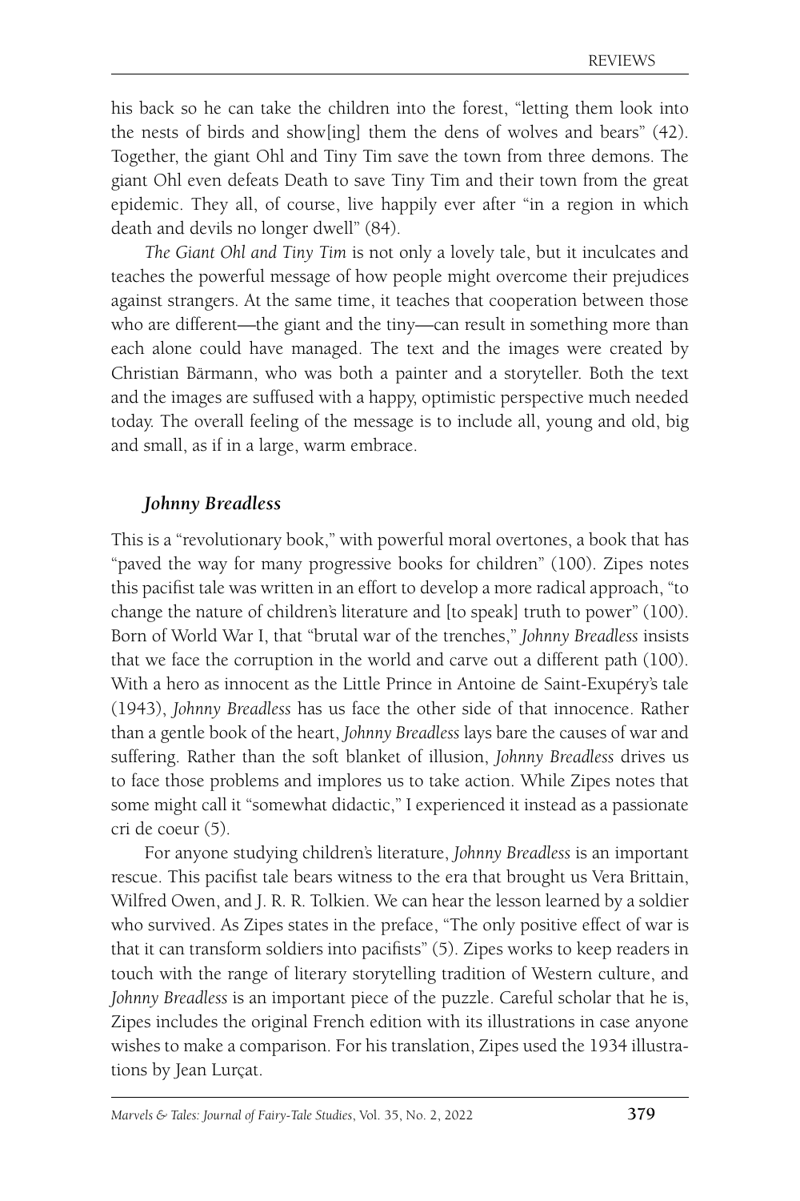his back so he can take the children into the forest, "letting them look into the nests of birds and show[ing] them the dens of wolves and bears" (42). Together, the giant Ohl and Tiny Tim save the town from three demons. The giant Ohl even defeats Death to save Tiny Tim and their town from the great epidemic. They all, of course, live happily ever after "in a region in which death and devils no longer dwell" (84).

*The Giant Ohl and Tiny Tim* is not only a lovely tale, but it inculcates and teaches the powerful message of how people might overcome their prejudices against strangers. At the same time, it teaches that cooperation between those who are different—the giant and the tiny—can result in something more than each alone could have managed. The text and the images were created by Christian Bärmann, who was both a painter and a storyteller. Both the text and the images are suffused with a happy, optimistic perspective much needed today. The overall feeling of the message is to include all, young and old, big and small, as if in a large, warm embrace.

### *Johnny Breadless*

This is a "revolutionary book," with powerful moral overtones, a book that has "paved the way for many progressive books for children" (100). Zipes notes this pacifist tale was written in an effort to develop a more radical approach, "to change the nature of children's literature and [to speak] truth to power" (100). Born of World War I, that "brutal war of the trenches," *Johnny Breadless* insists that we face the corruption in the world and carve out a different path (100). With a hero as innocent as the Little Prince in Antoine de Saint-Exupéry's tale (1943), *Johnny Breadless* has us face the other side of that innocence. Rather than a gentle book of the heart, *Johnny Breadless* lays bare the causes of war and suffering. Rather than the soft blanket of illusion, *Johnny Breadless* drives us to face those problems and implores us to take action. While Zipes notes that some might call it "somewhat didactic," I experienced it instead as a passionate cri de coeur (5).

For anyone studying children's literature, *Johnny Breadless* is an important rescue. This pacifist tale bears witness to the era that brought us Vera Brittain, Wilfred Owen, and J. R. R. Tolkien. We can hear the lesson learned by a soldier who survived. As Zipes states in the preface, "The only positive effect of war is that it can transform soldiers into pacifists" (5). Zipes works to keep readers in touch with the range of literary storytelling tradition of Western culture, and *Johnny Breadless* is an important piece of the puzzle. Careful scholar that he is, Zipes includes the original French edition with its illustrations in case anyone wishes to make a comparison. For his translation, Zipes used the 1934 illustrations by Jean Lurçat.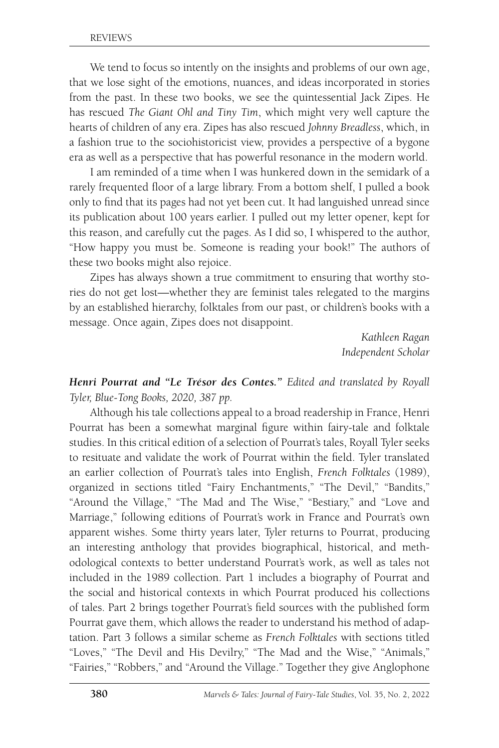We tend to focus so intently on the insights and problems of our own age, that we lose sight of the emotions, nuances, and ideas incorporated in stories from the past. In these two books, we see the quintessential Jack Zipes. He has rescued *The Giant Ohl and Tiny Tim*, which might very well capture the hearts of children of any era. Zipes has also rescued *Johnny Breadless*, which, in a fashion true to the sociohistoricist view, provides a perspective of a bygone era as well as a perspective that has powerful resonance in the modern world.

I am reminded of a time when I was hunkered down in the semidark of a rarely frequented floor of a large library. From a bottom shelf, I pulled a book only to find that its pages had not yet been cut. It had languished unread since its publication about 100 years earlier. I pulled out my letter opener, kept for this reason, and carefully cut the pages. As I did so, I whispered to the author, "How happy you must be. Someone is reading your book!" The authors of these two books might also rejoice.

Zipes has always shown a true commitment to ensuring that worthy stories do not get lost—whether they are feminist tales relegated to the margins by an established hierarchy, folktales from our past, or children's books with a message. Once again, Zipes does not disappoint.

*Kathleen Ragan*
*Independent Scholar*

***Henri Pourrat and "Le Trésor des Contes."*** *Edited and translated by Royall Tyler, Blue-Tong Books, 2020, 387 pp.*

Although his tale collections appeal to a broad readership in France, Henri Pourrat has been a somewhat marginal figure within fairy-tale and folktale studies. In this critical edition of a selection of Pourrat's tales, Royall Tyler seeks to resituate and validate the work of Pourrat within the field. Tyler translated an earlier collection of Pourrat's tales into English, *French Folktales* (1989), organized in sections titled "Fairy Enchantments," "The Devil," "Bandits," "Around the Village," "The Mad and The Wise," "Bestiary," and "Love and Marriage," following editions of Pourrat's work in France and Pourrat's own apparent wishes. Some thirty years later, Tyler returns to Pourrat, producing an interesting anthology that provides biographical, historical, and methodological contexts to better understand Pourrat's work, as well as tales not included in the 1989 collection. Part 1 includes a biography of Pourrat and the social and historical contexts in which Pourrat produced his collections of tales. Part 2 brings together Pourrat's field sources with the published form Pourrat gave them, which allows the reader to understand his method of adaptation. Part 3 follows a similar scheme as *French Folktales* with sections titled "Loves," "The Devil and His Devilry," "The Mad and the Wise," "Animals," "Fairies," "Robbers," and "Around the Village." Together they give Anglophone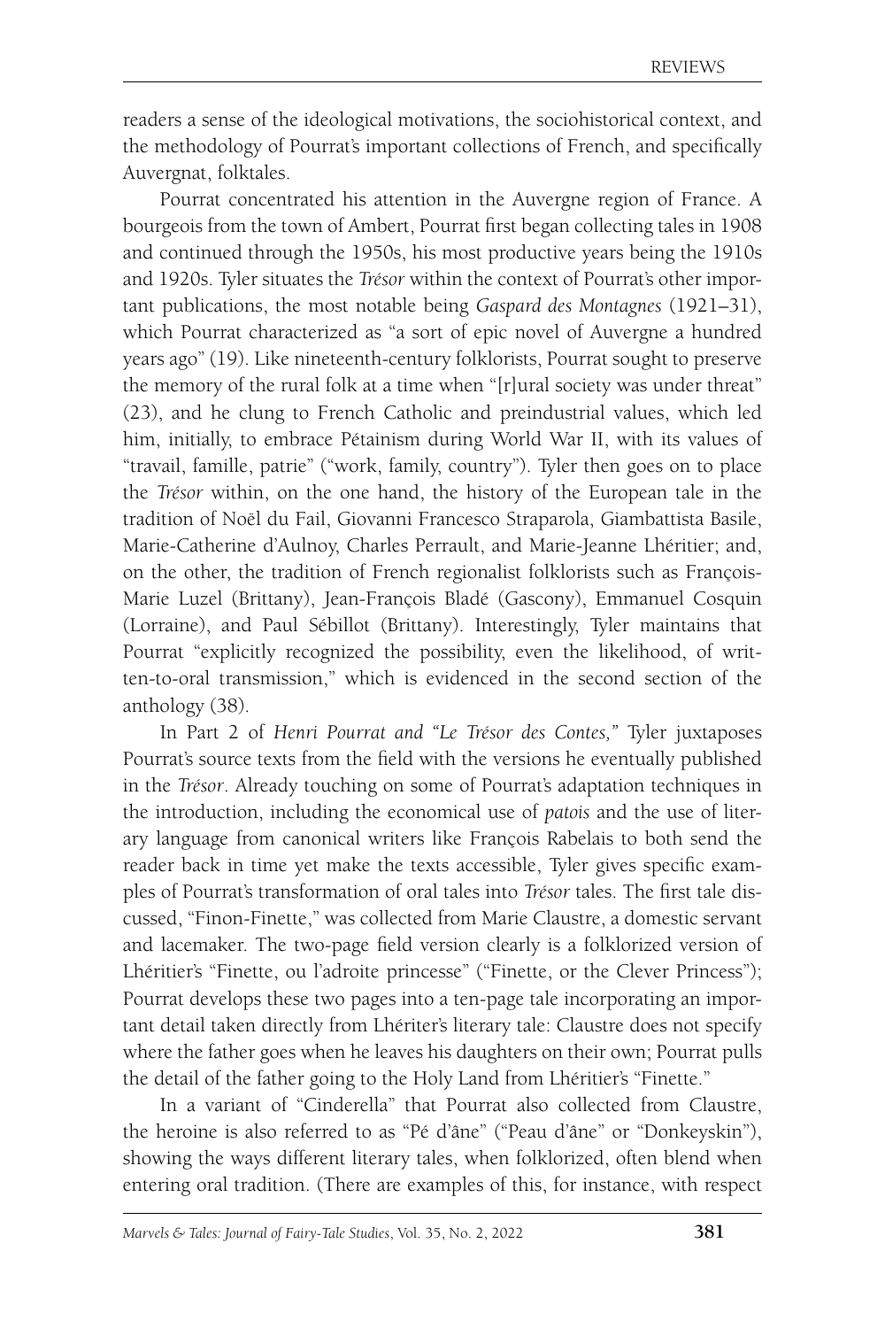readers a sense of the ideological motivations, the sociohistorical context, and the methodology of Pourrat's important collections of French, and specifically Auvergnat, folktales.

Pourrat concentrated his attention in the Auvergne region of France. A bourgeois from the town of Ambert, Pourrat first began collecting tales in 1908 and continued through the 1950s, his most productive years being the 1910s and 1920s. Tyler situates the *Trésor* within the context of Pourrat's other important publications, the most notable being *Gaspard des Montagnes* (1921–31), which Pourrat characterized as "a sort of epic novel of Auvergne a hundred years ago" (19). Like nineteenth-century folklorists, Pourrat sought to preserve the memory of the rural folk at a time when "[r]ural society was under threat" (23), and he clung to French Catholic and preindustrial values, which led him, initially, to embrace Pétainism during World War II, with its values of "travail, famille, patrie" ("work, family, country"). Tyler then goes on to place the *Trésor* within, on the one hand, the history of the European tale in the tradition of Noël du Fail, Giovanni Francesco Straparola, Giambattista Basile, Marie-Catherine d'Aulnoy, Charles Perrault, and Marie-Jeanne Lhéritier; and, on the other, the tradition of French regionalist folklorists such as François-Marie Luzel (Brittany), Jean-François Bladé (Gascony), Emmanuel Cosquin (Lorraine), and Paul Sébillot (Brittany). Interestingly, Tyler maintains that Pourrat "explicitly recognized the possibility, even the likelihood, of written-to-oral transmission," which is evidenced in the second section of the anthology (38).

In Part 2 of *Henri Pourrat and "Le Trésor des Contes,"* Tyler juxtaposes Pourrat's source texts from the field with the versions he eventually published in the *Trésor*. Already touching on some of Pourrat's adaptation techniques in the introduction, including the economical use of *patois* and the use of literary language from canonical writers like François Rabelais to both send the reader back in time yet make the texts accessible, Tyler gives specific examples of Pourrat's transformation of oral tales into *Trésor* tales. The first tale discussed, "Finon-Finette," was collected from Marie Claustre, a domestic servant and lacemaker. The two-page field version clearly is a folklorized version of Lhéritier's "Finette, ou l'adroite princesse" ("Finette, or the Clever Princess"); Pourrat develops these two pages into a ten-page tale incorporating an important detail taken directly from Lhériter's literary tale: Claustre does not specify where the father goes when he leaves his daughters on their own; Pourrat pulls the detail of the father going to the Holy Land from Lhéritier's "Finette."

In a variant of "Cinderella" that Pourrat also collected from Claustre, the heroine is also referred to as "Pé d'âne" ("Peau d'âne" or "Donkeyskin"), showing the ways different literary tales, when folklorized, often blend when entering oral tradition. (There are examples of this, for instance, with respect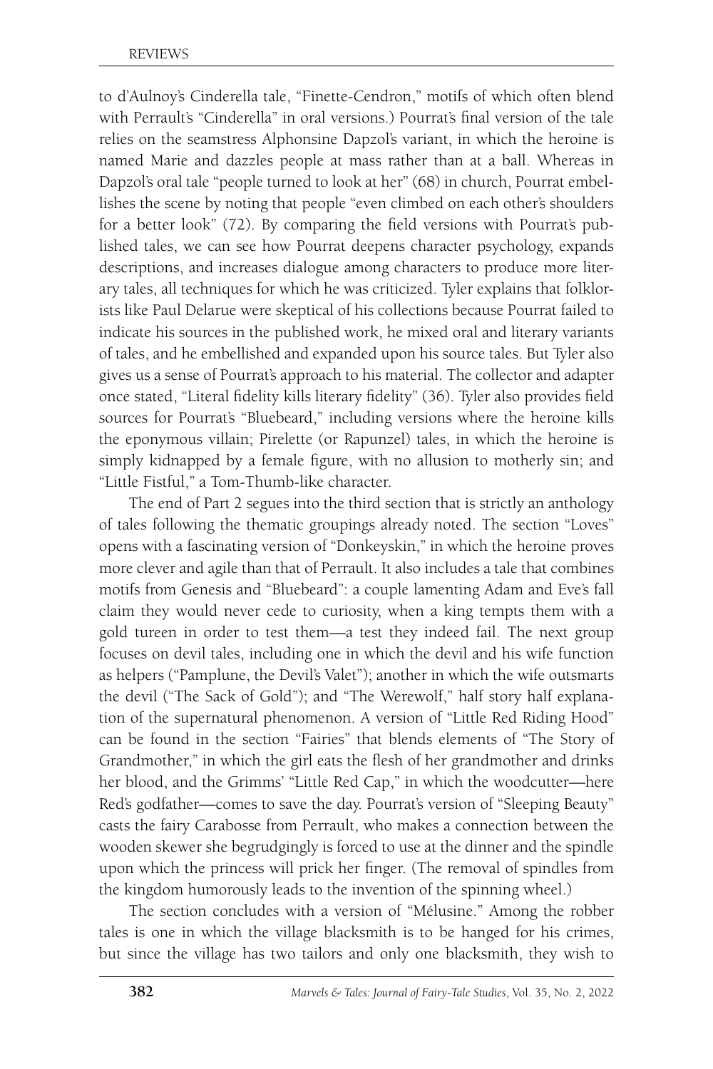to d'Aulnoy's Cinderella tale, "Finette-Cendron," motifs of which often blend with Perrault's "Cinderella" in oral versions.) Pourrat's final version of the tale relies on the seamstress Alphonsine Dapzol's variant, in which the heroine is named Marie and dazzles people at mass rather than at a ball. Whereas in Dapzol's oral tale "people turned to look at her" (68) in church, Pourrat embellishes the scene by noting that people "even climbed on each other's shoulders for a better look" (72). By comparing the field versions with Pourrat's published tales, we can see how Pourrat deepens character psychology, expands descriptions, and increases dialogue among characters to produce more literary tales, all techniques for which he was criticized. Tyler explains that folklorists like Paul Delarue were skeptical of his collections because Pourrat failed to indicate his sources in the published work, he mixed oral and literary variants of tales, and he embellished and expanded upon his source tales. But Tyler also gives us a sense of Pourrat's approach to his material. The collector and adapter once stated, "Literal fidelity kills literary fidelity" (36). Tyler also provides field sources for Pourrat's "Bluebeard," including versions where the heroine kills the eponymous villain; Pirelette (or Rapunzel) tales, in which the heroine is simply kidnapped by a female figure, with no allusion to motherly sin; and "Little Fistful," a Tom-Thumb-like character.

The end of Part 2 segues into the third section that is strictly an anthology of tales following the thematic groupings already noted. The section "Loves" opens with a fascinating version of "Donkeyskin," in which the heroine proves more clever and agile than that of Perrault. It also includes a tale that combines motifs from Genesis and "Bluebeard": a couple lamenting Adam and Eve's fall claim they would never cede to curiosity, when a king tempts them with a gold tureen in order to test them—a test they indeed fail. The next group focuses on devil tales, including one in which the devil and his wife function as helpers ("Pamplune, the Devil's Valet"); another in which the wife outsmarts the devil ("The Sack of Gold"); and "The Werewolf," half story half explanation of the supernatural phenomenon. A version of "Little Red Riding Hood" can be found in the section "Fairies" that blends elements of "The Story of Grandmother," in which the girl eats the flesh of her grandmother and drinks her blood, and the Grimms' "Little Red Cap," in which the woodcutter—here Red's godfather—comes to save the day. Pourrat's version of "Sleeping Beauty" casts the fairy Carabosse from Perrault, who makes a connection between the wooden skewer she begrudgingly is forced to use at the dinner and the spindle upon which the princess will prick her finger. (The removal of spindles from the kingdom humorously leads to the invention of the spinning wheel.)

The section concludes with a version of "Mélusine." Among the robber tales is one in which the village blacksmith is to be hanged for his crimes, but since the village has two tailors and only one blacksmith, they wish to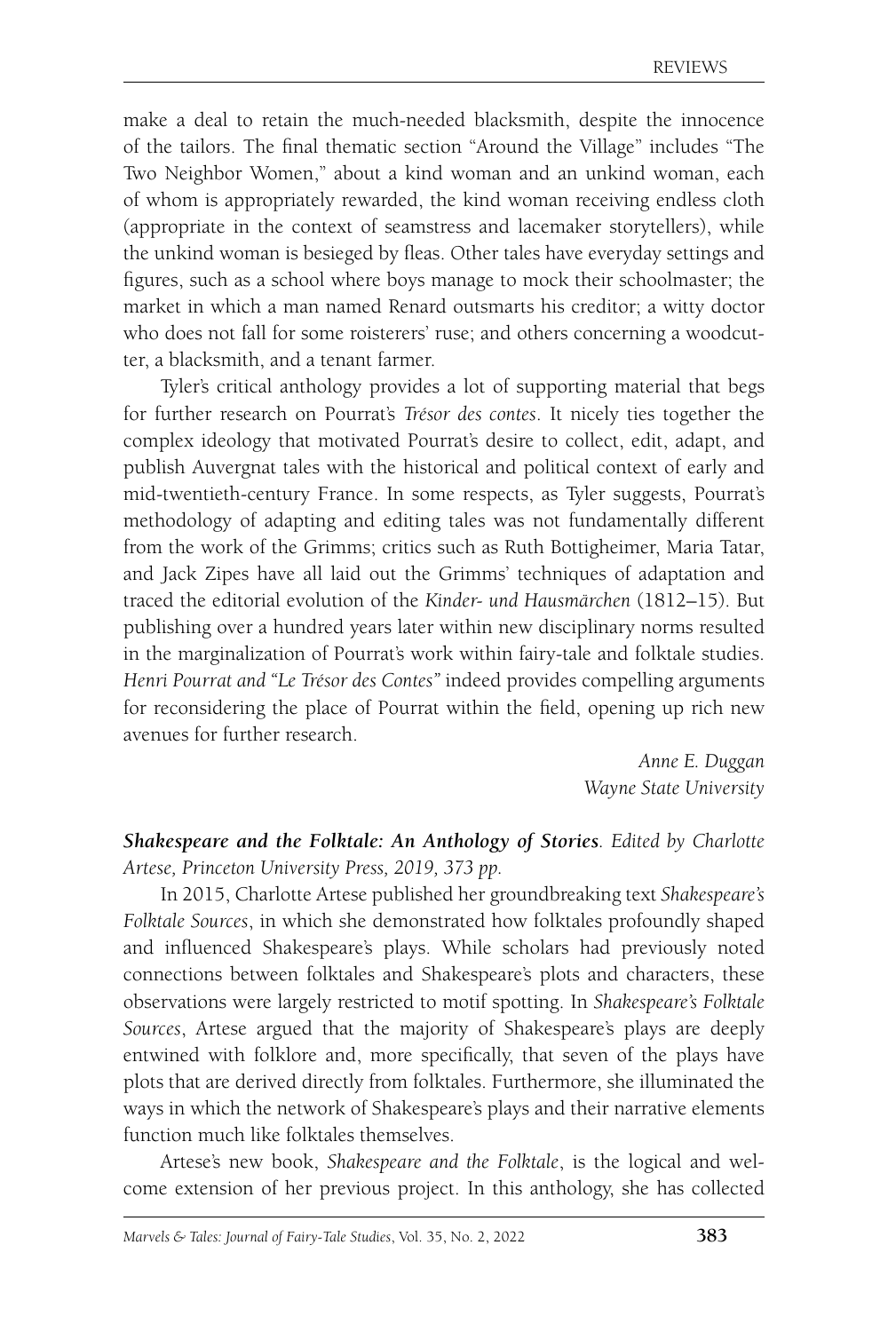make a deal to retain the much-needed blacksmith, despite the innocence of the tailors. The final thematic section "Around the Village" includes "The Two Neighbor Women," about a kind woman and an unkind woman, each of whom is appropriately rewarded, the kind woman receiving endless cloth (appropriate in the context of seamstress and lacemaker storytellers), while the unkind woman is besieged by fleas. Other tales have everyday settings and figures, such as a school where boys manage to mock their schoolmaster; the market in which a man named Renard outsmarts his creditor; a witty doctor who does not fall for some roisterers' ruse; and others concerning a woodcutter, a blacksmith, and a tenant farmer.

Tyler's critical anthology provides a lot of supporting material that begs for further research on Pourrat's *Trésor des contes*. It nicely ties together the complex ideology that motivated Pourrat's desire to collect, edit, adapt, and publish Auvergnat tales with the historical and political context of early and mid-twentieth-century France. In some respects, as Tyler suggests, Pourrat's methodology of adapting and editing tales was not fundamentally different from the work of the Grimms; critics such as Ruth Bottigheimer, Maria Tatar, and Jack Zipes have all laid out the Grimms' techniques of adaptation and traced the editorial evolution of the *Kinder- und Hausmärchen* (1812–15). But publishing over a hundred years later within new disciplinary norms resulted in the marginalization of Pourrat's work within fairy-tale and folktale studies. *Henri Pourrat and "Le Trésor des Contes"* indeed provides compelling arguments for reconsidering the place of Pourrat within the field, opening up rich new avenues for further research.

*Anne E. Duggan*
*Wayne State University*

***Shakespeare and the Folktale: An Anthology of Stories****. Edited by Charlotte Artese, Princeton University Press, 2019, 373 pp.*

In 2015, Charlotte Artese published her groundbreaking text *Shakespeare's Folktale Sources*, in which she demonstrated how folktales profoundly shaped and influenced Shakespeare's plays. While scholars had previously noted connections between folktales and Shakespeare's plots and characters, these observations were largely restricted to motif spotting. In *Shakespeare's Folktale Sources*, Artese argued that the majority of Shakespeare's plays are deeply entwined with folklore and, more specifically, that seven of the plays have plots that are derived directly from folktales. Furthermore, she illuminated the ways in which the network of Shakespeare's plays and their narrative elements function much like folktales themselves.

Artese's new book, *Shakespeare and the Folktale*, is the logical and welcome extension of her previous project. In this anthology, she has collected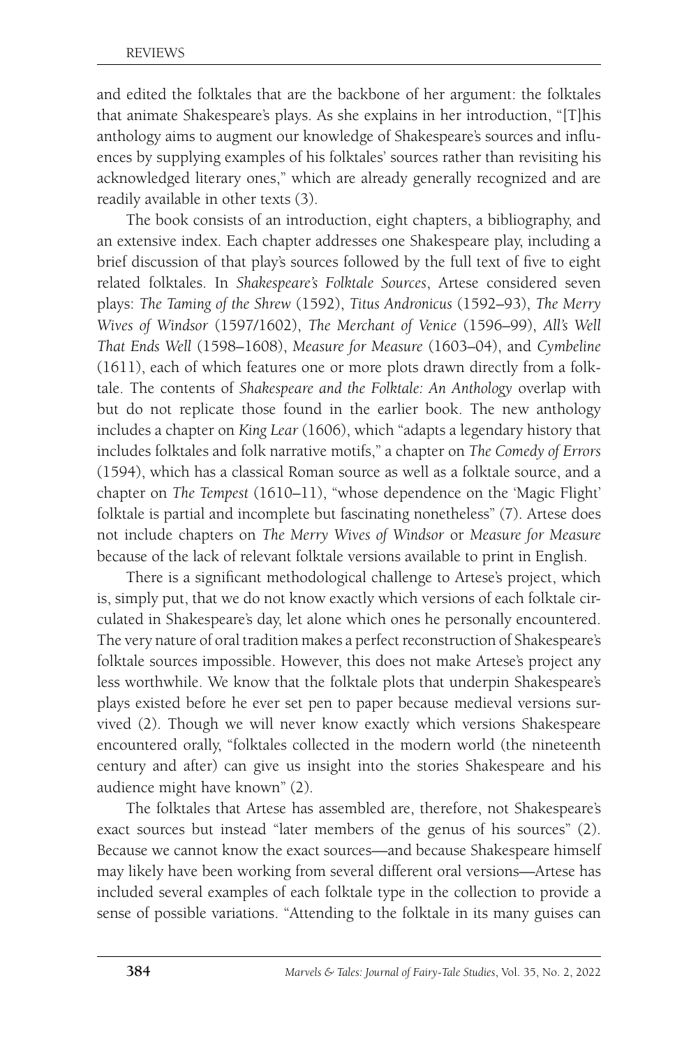and edited the folktales that are the backbone of her argument: the folktales that animate Shakespeare's plays. As she explains in her introduction, "[T]his anthology aims to augment our knowledge of Shakespeare's sources and influences by supplying examples of his folktales' sources rather than revisiting his acknowledged literary ones," which are already generally recognized and are readily available in other texts (3).

The book consists of an introduction, eight chapters, a bibliography, and an extensive index. Each chapter addresses one Shakespeare play, including a brief discussion of that play's sources followed by the full text of five to eight related folktales. In *Shakespeare's Folktale Sources*, Artese considered seven plays: *The Taming of the Shrew* (1592), *Titus Andronicus* (1592–93), *The Merry Wives of Windsor* (1597/1602), *The Merchant of Venice* (1596–99), *All's Well That Ends Well* (1598–1608), *Measure for Measure* (1603–04), and *Cymbeline* (1611), each of which features one or more plots drawn directly from a folktale. The contents of *Shakespeare and the Folktale: An Anthology* overlap with but do not replicate those found in the earlier book. The new anthology includes a chapter on *King Lear* (1606), which "adapts a legendary history that includes folktales and folk narrative motifs," a chapter on *The Comedy of Errors* (1594), which has a classical Roman source as well as a folktale source, and a chapter on *The Tempest* (1610–11), "whose dependence on the 'Magic Flight' folktale is partial and incomplete but fascinating nonetheless" (7). Artese does not include chapters on *The Merry Wives of Windsor* or *Measure for Measure* because of the lack of relevant folktale versions available to print in English.

There is a significant methodological challenge to Artese's project, which is, simply put, that we do not know exactly which versions of each folktale circulated in Shakespeare's day, let alone which ones he personally encountered. The very nature of oral tradition makes a perfect reconstruction of Shakespeare's folktale sources impossible. However, this does not make Artese's project any less worthwhile. We know that the folktale plots that underpin Shakespeare's plays existed before he ever set pen to paper because medieval versions survived (2). Though we will never know exactly which versions Shakespeare encountered orally, "folktales collected in the modern world (the nineteenth century and after) can give us insight into the stories Shakespeare and his audience might have known" (2).

The folktales that Artese has assembled are, therefore, not Shakespeare's exact sources but instead "later members of the genus of his sources" (2). Because we cannot know the exact sources—and because Shakespeare himself may likely have been working from several different oral versions—Artese has included several examples of each folktale type in the collection to provide a sense of possible variations. "Attending to the folktale in its many guises can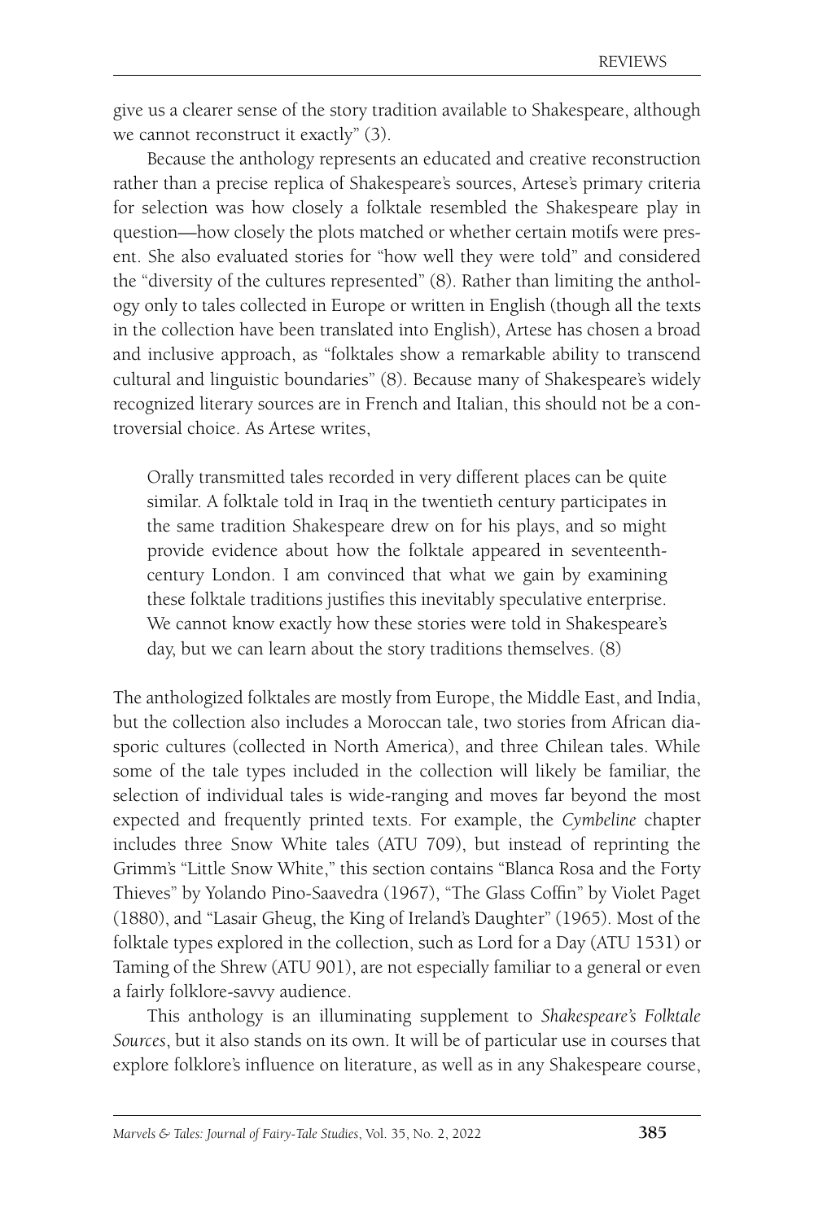give us a clearer sense of the story tradition available to Shakespeare, although we cannot reconstruct it exactly" (3).

Because the anthology represents an educated and creative reconstruction rather than a precise replica of Shakespeare's sources, Artese's primary criteria for selection was how closely a folktale resembled the Shakespeare play in question—how closely the plots matched or whether certain motifs were present. She also evaluated stories for "how well they were told" and considered the "diversity of the cultures represented" (8). Rather than limiting the anthology only to tales collected in Europe or written in English (though all the texts in the collection have been translated into English), Artese has chosen a broad and inclusive approach, as "folktales show a remarkable ability to transcend cultural and linguistic boundaries" (8). Because many of Shakespeare's widely recognized literary sources are in French and Italian, this should not be a controversial choice. As Artese writes,

> Orally transmitted tales recorded in very different places can be quite similar. A folktale told in Iraq in the twentieth century participates in the same tradition Shakespeare drew on for his plays, and so might provide evidence about how the folktale appeared in seventeenth-century London. I am convinced that what we gain by examining these folktale traditions justifies this inevitably speculative enterprise. We cannot know exactly how these stories were told in Shakespeare's day, but we can learn about the story traditions themselves. (8)

The anthologized folktales are mostly from Europe, the Middle East, and India, but the collection also includes a Moroccan tale, two stories from African diasporic cultures (collected in North America), and three Chilean tales. While some of the tale types included in the collection will likely be familiar, the selection of individual tales is wide-ranging and moves far beyond the most expected and frequently printed texts. For example, the *Cymbeline* chapter includes three Snow White tales (ATU 709), but instead of reprinting the Grimm's "Little Snow White," this section contains "Blanca Rosa and the Forty Thieves" by Yolando Pino-Saavedra (1967), "The Glass Coffin" by Violet Paget (1880), and "Lasair Gheug, the King of Ireland's Daughter" (1965). Most of the folktale types explored in the collection, such as Lord for a Day (ATU 1531) or Taming of the Shrew (ATU 901), are not especially familiar to a general or even a fairly folklore-savvy audience.

This anthology is an illuminating supplement to *Shakespeare's Folktale Sources*, but it also stands on its own. It will be of particular use in courses that explore folklore's influence on literature, as well as in any Shakespeare course,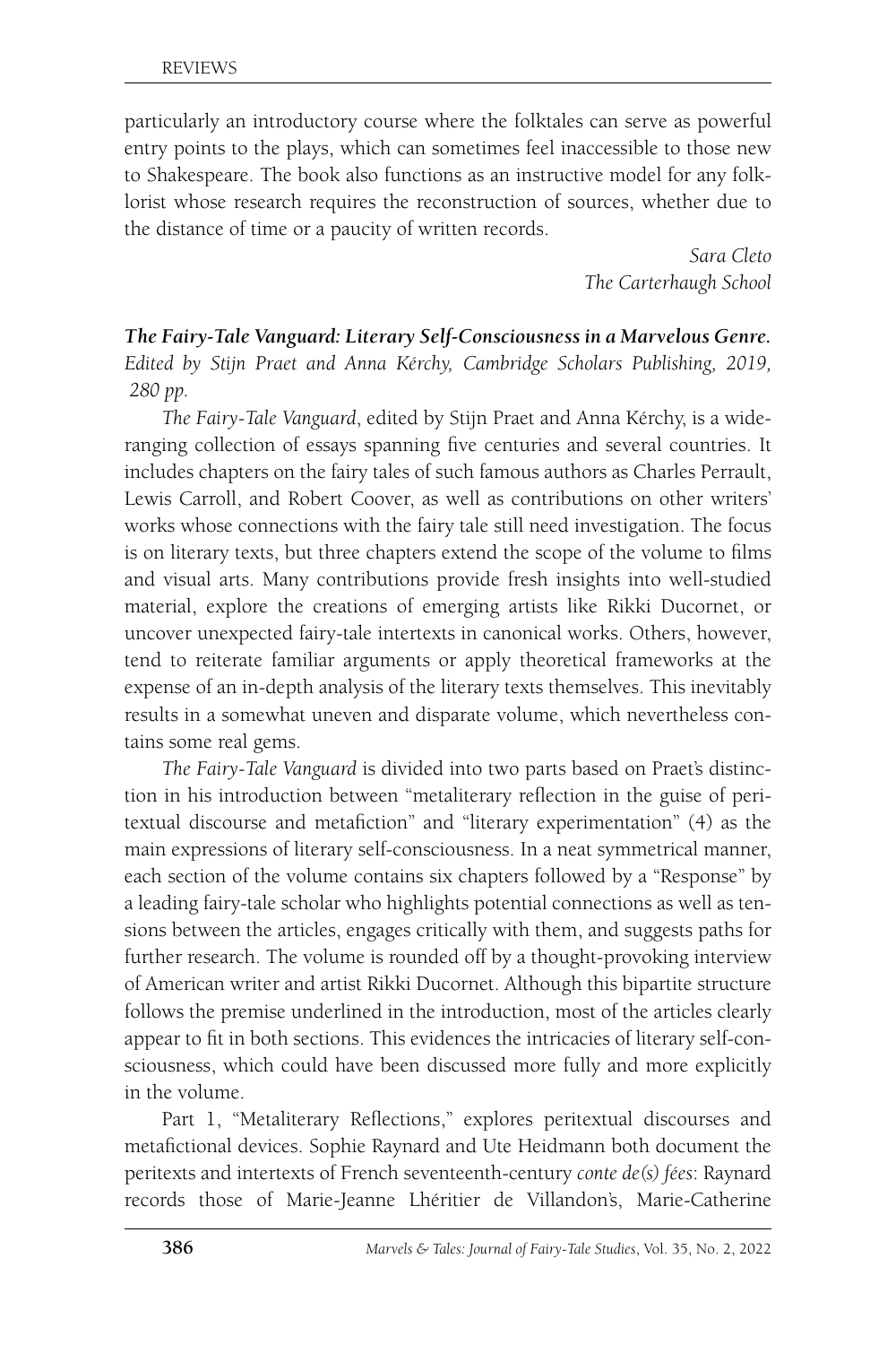particularly an introductory course where the folktales can serve as powerful entry points to the plays, which can sometimes feel inaccessible to those new to Shakespeare. The book also functions as an instructive model for any folklorist whose research requires the reconstruction of sources, whether due to the distance of time or a paucity of written records.

*Sara Cleto*
*The Carterhaugh School*

***The Fairy-Tale Vanguard: Literary Self-Consciousness in a Marvelous Genre.*** *Edited by Stijn Praet and Anna Kérchy, Cambridge Scholars Publishing, 2019, 280 pp.*

*The Fairy-Tale Vanguard*, edited by Stijn Praet and Anna Kérchy, is a wide-ranging collection of essays spanning five centuries and several countries. It includes chapters on the fairy tales of such famous authors as Charles Perrault, Lewis Carroll, and Robert Coover, as well as contributions on other writers' works whose connections with the fairy tale still need investigation. The focus is on literary texts, but three chapters extend the scope of the volume to films and visual arts. Many contributions provide fresh insights into well-studied material, explore the creations of emerging artists like Rikki Ducornet, or uncover unexpected fairy-tale intertexts in canonical works. Others, however, tend to reiterate familiar arguments or apply theoretical frameworks at the expense of an in-depth analysis of the literary texts themselves. This inevitably results in a somewhat uneven and disparate volume, which nevertheless contains some real gems.

*The Fairy-Tale Vanguard* is divided into two parts based on Praet's distinction in his introduction between "metaliterary reflection in the guise of peritextual discourse and metafiction" and "literary experimentation" (4) as the main expressions of literary self-consciousness. In a neat symmetrical manner, each section of the volume contains six chapters followed by a "Response" by a leading fairy-tale scholar who highlights potential connections as well as tensions between the articles, engages critically with them, and suggests paths for further research. The volume is rounded off by a thought-provoking interview of American writer and artist Rikki Ducornet. Although this bipartite structure follows the premise underlined in the introduction, most of the articles clearly appear to fit in both sections. This evidences the intricacies of literary self-consciousness, which could have been discussed more fully and more explicitly in the volume.

Part 1, "Metaliterary Reflections," explores peritextual discourses and metafictional devices. Sophie Raynard and Ute Heidmann both document the peritexts and intertexts of French seventeenth-century *conte de(s) fées*: Raynard records those of Marie-Jeanne Lhéritier de Villandon's, Marie-Catherine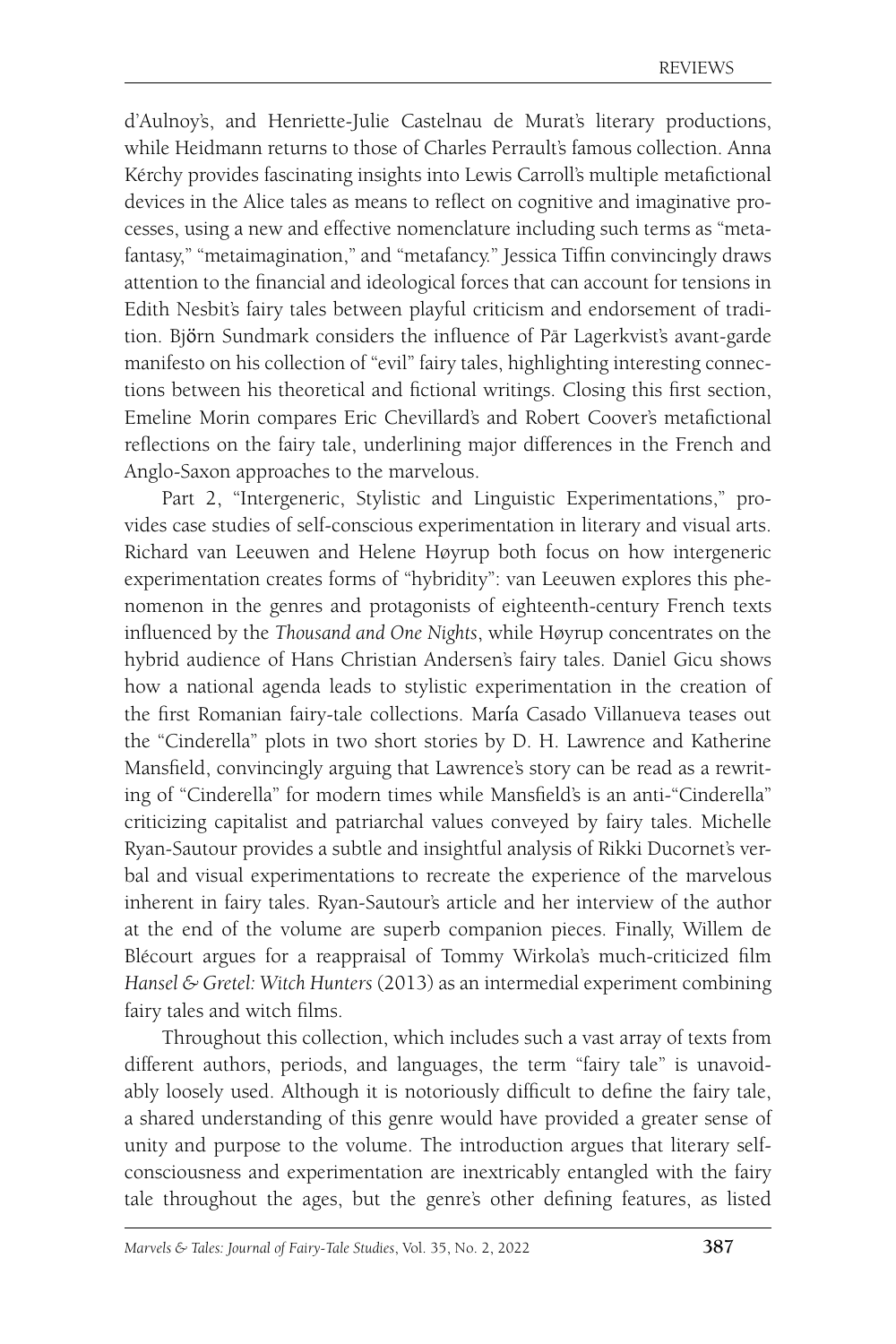d'Aulnoy's, and Henriette-Julie Castelnau de Murat's literary productions, while Heidmann returns to those of Charles Perrault's famous collection. Anna Kérchy provides fascinating insights into Lewis Carroll's multiple metafictional devices in the Alice tales as means to reflect on cognitive and imaginative processes, using a new and effective nomenclature including such terms as "metafantasy," "metaimagination," and "metafancy." Jessica Tiffin convincingly draws attention to the financial and ideological forces that can account for tensions in Edith Nesbit's fairy tales between playful criticism and endorsement of tradition. Björn Sundmark considers the influence of Pär Lagerkvist's avant-garde manifesto on his collection of "evil" fairy tales, highlighting interesting connections between his theoretical and fictional writings. Closing this first section, Emeline Morin compares Eric Chevillard's and Robert Coover's metafictional reflections on the fairy tale, underlining major differences in the French and Anglo-Saxon approaches to the marvelous.

Part 2, "Intergeneric, Stylistic and Linguistic Experimentations," provides case studies of self-conscious experimentation in literary and visual arts. Richard van Leeuwen and Helene Høyrup both focus on how intergeneric experimentation creates forms of "hybridity": van Leeuwen explores this phenomenon in the genres and protagonists of eighteenth-century French texts influenced by the *Thousand and One Nights*, while Høyrup concentrates on the hybrid audience of Hans Christian Andersen's fairy tales. Daniel Gicu shows how a national agenda leads to stylistic experimentation in the creation of the first Romanian fairy-tale collections. María Casado Villanueva teases out the "Cinderella" plots in two short stories by D. H. Lawrence and Katherine Mansfield, convincingly arguing that Lawrence's story can be read as a rewriting of "Cinderella" for modern times while Mansfield's is an anti-"Cinderella" criticizing capitalist and patriarchal values conveyed by fairy tales. Michelle Ryan-Sautour provides a subtle and insightful analysis of Rikki Ducornet's verbal and visual experimentations to recreate the experience of the marvelous inherent in fairy tales. Ryan-Sautour's article and her interview of the author at the end of the volume are superb companion pieces. Finally, Willem de Blécourt argues for a reappraisal of Tommy Wirkola's much-criticized film *Hansel & Gretel: Witch Hunters* (2013) as an intermedial experiment combining fairy tales and witch films.

Throughout this collection, which includes such a vast array of texts from different authors, periods, and languages, the term "fairy tale" is unavoidably loosely used. Although it is notoriously difficult to define the fairy tale, a shared understanding of this genre would have provided a greater sense of unity and purpose to the volume. The introduction argues that literary self-consciousness and experimentation are inextricably entangled with the fairy tale throughout the ages, but the genre's other defining features, as listed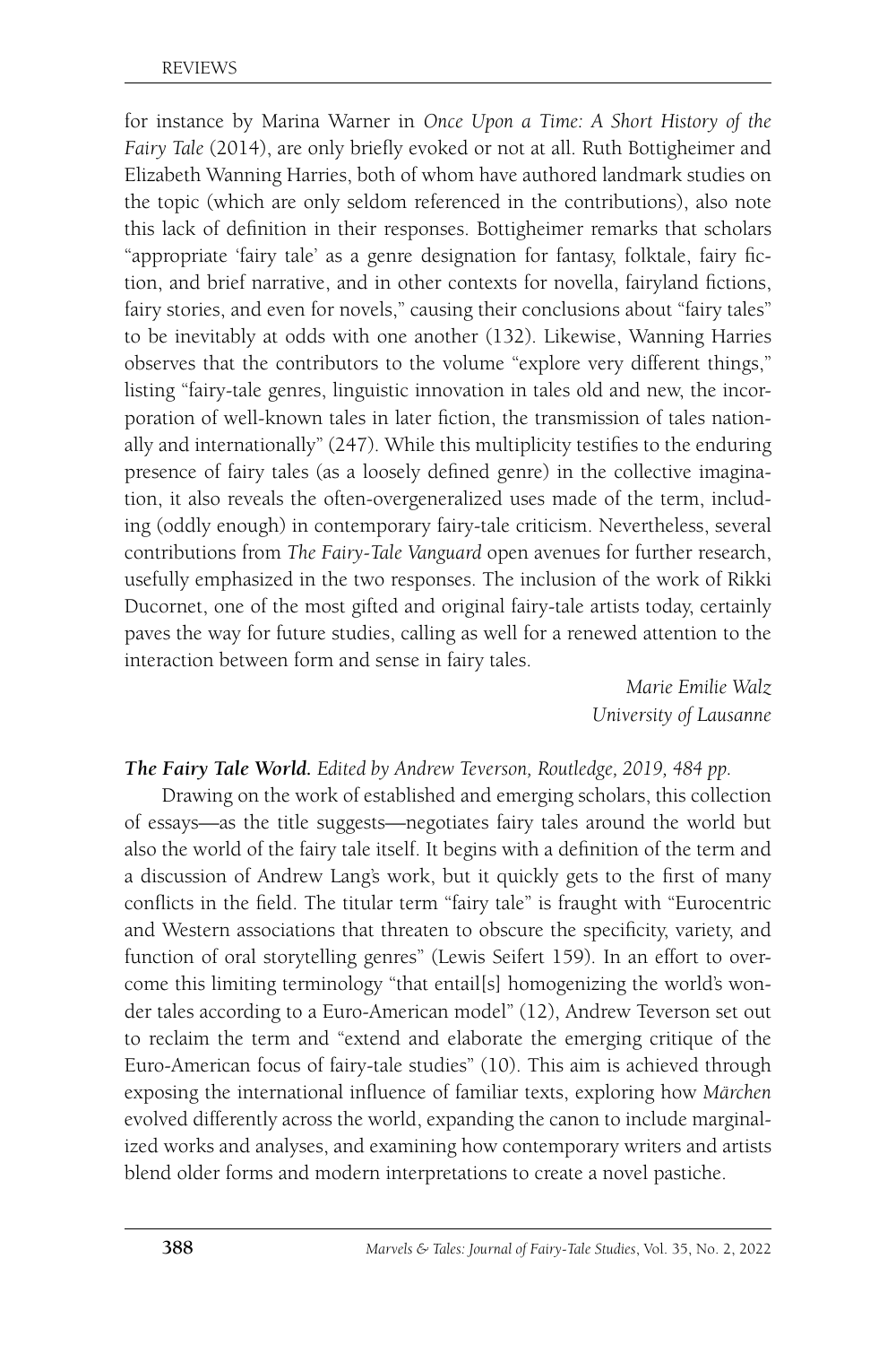for instance by Marina Warner in *Once Upon a Time: A Short History of the Fairy Tale* (2014), are only briefly evoked or not at all. Ruth Bottigheimer and Elizabeth Wanning Harries, both of whom have authored landmark studies on the topic (which are only seldom referenced in the contributions), also note this lack of definition in their responses. Bottigheimer remarks that scholars "appropriate 'fairy tale' as a genre designation for fantasy, folktale, fairy fiction, and brief narrative, and in other contexts for novella, fairyland fictions, fairy stories, and even for novels," causing their conclusions about "fairy tales" to be inevitably at odds with one another (132). Likewise, Wanning Harries observes that the contributors to the volume "explore very different things," listing "fairy-tale genres, linguistic innovation in tales old and new, the incorporation of well-known tales in later fiction, the transmission of tales nationally and internationally" (247). While this multiplicity testifies to the enduring presence of fairy tales (as a loosely defined genre) in the collective imagination, it also reveals the often-overgeneralized uses made of the term, including (oddly enough) in contemporary fairy-tale criticism. Nevertheless, several contributions from *The Fairy-Tale Vanguard* open avenues for further research, usefully emphasized in the two responses. The inclusion of the work of Rikki Ducornet, one of the most gifted and original fairy-tale artists today, certainly paves the way for future studies, calling as well for a renewed attention to the interaction between form and sense in fairy tales.

*Marie Emilie Walz*
*University of Lausanne*

***The Fairy Tale World.*** *Edited by Andrew Teverson, Routledge, 2019, 484 pp.*

Drawing on the work of established and emerging scholars, this collection of essays—as the title suggests—negotiates fairy tales around the world but also the world of the fairy tale itself. It begins with a definition of the term and a discussion of Andrew Lang's work, but it quickly gets to the first of many conflicts in the field. The titular term "fairy tale" is fraught with "Eurocentric and Western associations that threaten to obscure the specificity, variety, and function of oral storytelling genres" (Lewis Seifert 159). In an effort to overcome this limiting terminology "that entail[s] homogenizing the world's wonder tales according to a Euro-American model" (12), Andrew Teverson set out to reclaim the term and "extend and elaborate the emerging critique of the Euro-American focus of fairy-tale studies" (10). This aim is achieved through exposing the international influence of familiar texts, exploring how *Märchen* evolved differently across the world, expanding the canon to include marginalized works and analyses, and examining how contemporary writers and artists blend older forms and modern interpretations to create a novel pastiche.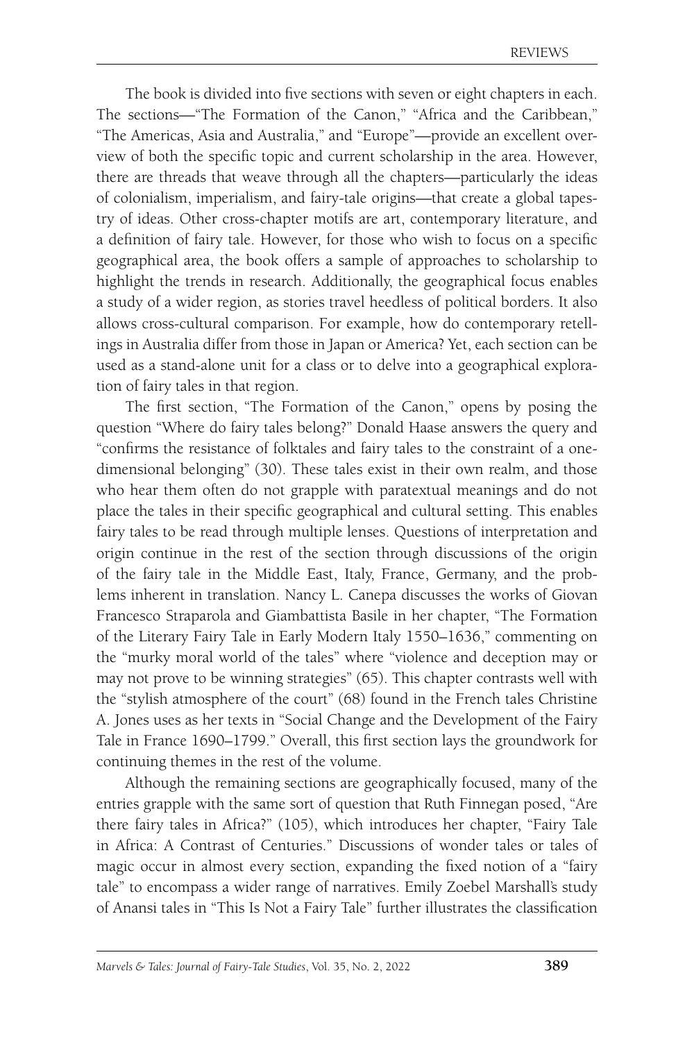The book is divided into five sections with seven or eight chapters in each. The sections—"The Formation of the Canon," "Africa and the Caribbean," "The Americas, Asia and Australia," and "Europe"—provide an excellent overview of both the specific topic and current scholarship in the area. However, there are threads that weave through all the chapters—particularly the ideas of colonialism, imperialism, and fairy-tale origins—that create a global tapestry of ideas. Other cross-chapter motifs are art, contemporary literature, and a definition of fairy tale. However, for those who wish to focus on a specific geographical area, the book offers a sample of approaches to scholarship to highlight the trends in research. Additionally, the geographical focus enables a study of a wider region, as stories travel heedless of political borders. It also allows cross-cultural comparison. For example, how do contemporary retellings in Australia differ from those in Japan or America? Yet, each section can be used as a stand-alone unit for a class or to delve into a geographical exploration of fairy tales in that region.

The first section, "The Formation of the Canon," opens by posing the question "Where do fairy tales belong?" Donald Haase answers the query and "confirms the resistance of folktales and fairy tales to the constraint of a one-dimensional belonging" (30). These tales exist in their own realm, and those who hear them often do not grapple with paratextual meanings and do not place the tales in their specific geographical and cultural setting. This enables fairy tales to be read through multiple lenses. Questions of interpretation and origin continue in the rest of the section through discussions of the origin of the fairy tale in the Middle East, Italy, France, Germany, and the problems inherent in translation. Nancy L. Canepa discusses the works of Giovan Francesco Straparola and Giambattista Basile in her chapter, "The Formation of the Literary Fairy Tale in Early Modern Italy 1550–1636," commenting on the "murky moral world of the tales" where "violence and deception may or may not prove to be winning strategies" (65). This chapter contrasts well with the "stylish atmosphere of the court" (68) found in the French tales Christine A. Jones uses as her texts in "Social Change and the Development of the Fairy Tale in France 1690–1799." Overall, this first section lays the groundwork for continuing themes in the rest of the volume.

Although the remaining sections are geographically focused, many of the entries grapple with the same sort of question that Ruth Finnegan posed, "Are there fairy tales in Africa?" (105), which introduces her chapter, "Fairy Tale in Africa: A Contrast of Centuries." Discussions of wonder tales or tales of magic occur in almost every section, expanding the fixed notion of a "fairy tale" to encompass a wider range of narratives. Emily Zoebel Marshall's study of Anansi tales in "This Is Not a Fairy Tale" further illustrates the classification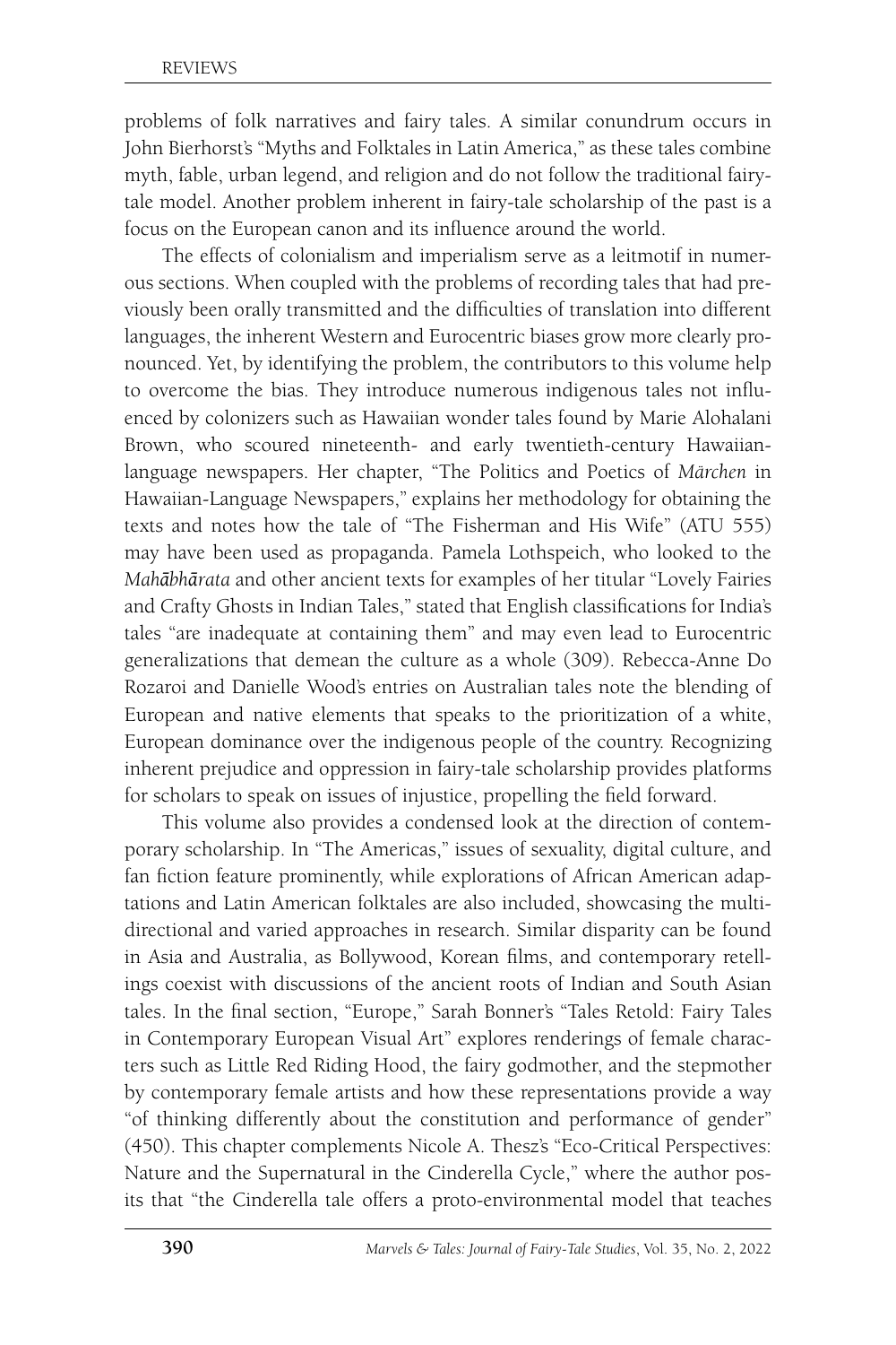problems of folk narratives and fairy tales. A similar conundrum occurs in John Bierhorst's "Myths and Folktales in Latin America," as these tales combine myth, fable, urban legend, and religion and do not follow the traditional fairy-tale model. Another problem inherent in fairy-tale scholarship of the past is a focus on the European canon and its influence around the world.

The effects of colonialism and imperialism serve as a leitmotif in numerous sections. When coupled with the problems of recording tales that had previously been orally transmitted and the difficulties of translation into different languages, the inherent Western and Eurocentric biases grow more clearly pronounced. Yet, by identifying the problem, the contributors to this volume help to overcome the bias. They introduce numerous indigenous tales not influenced by colonizers such as Hawaiian wonder tales found by Marie Alohalani Brown, who scoured nineteenth- and early twentieth-century Hawaiian-language newspapers. Her chapter, "The Politics and Poetics of *Märchen* in Hawaiian-Language Newspapers," explains her methodology for obtaining the texts and notes how the tale of "The Fisherman and His Wife" (ATU 555) may have been used as propaganda. Pamela Lothspeich, who looked to the *Mahābhārata* and other ancient texts for examples of her titular "Lovely Fairies and Crafty Ghosts in Indian Tales," stated that English classifications for India's tales "are inadequate at containing them" and may even lead to Eurocentric generalizations that demean the culture as a whole (309). Rebecca-Anne Do Rozaroi and Danielle Wood's entries on Australian tales note the blending of European and native elements that speaks to the prioritization of a white, European dominance over the indigenous people of the country. Recognizing inherent prejudice and oppression in fairy-tale scholarship provides platforms for scholars to speak on issues of injustice, propelling the field forward.

This volume also provides a condensed look at the direction of contemporary scholarship. In "The Americas," issues of sexuality, digital culture, and fan fiction feature prominently, while explorations of African American adaptations and Latin American folktales are also included, showcasing the multi-directional and varied approaches in research. Similar disparity can be found in Asia and Australia, as Bollywood, Korean films, and contemporary retellings coexist with discussions of the ancient roots of Indian and South Asian tales. In the final section, "Europe," Sarah Bonner's "Tales Retold: Fairy Tales in Contemporary European Visual Art" explores renderings of female characters such as Little Red Riding Hood, the fairy godmother, and the stepmother by contemporary female artists and how these representations provide a way "of thinking differently about the constitution and performance of gender" (450). This chapter complements Nicole A. Thesz's "Eco-Critical Perspectives: Nature and the Supernatural in the Cinderella Cycle," where the author posits that "the Cinderella tale offers a proto-environmental model that teaches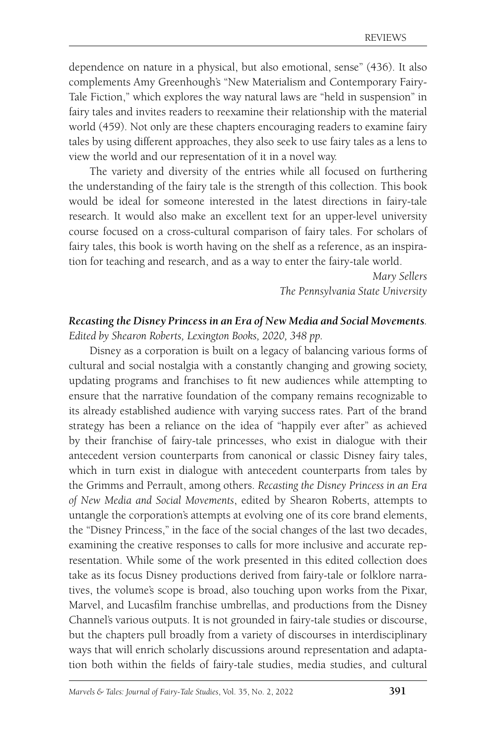dependence on nature in a physical, but also emotional, sense" (436). It also complements Amy Greenhough's "New Materialism and Contemporary Fairy-Tale Fiction," which explores the way natural laws are "held in suspension" in fairy tales and invites readers to reexamine their relationship with the material world (459). Not only are these chapters encouraging readers to examine fairy tales by using different approaches, they also seek to use fairy tales as a lens to view the world and our representation of it in a novel way.

The variety and diversity of the entries while all focused on furthering the understanding of the fairy tale is the strength of this collection. This book would be ideal for someone interested in the latest directions in fairy-tale research. It would also make an excellent text for an upper-level university course focused on a cross-cultural comparison of fairy tales. For scholars of fairy tales, this book is worth having on the shelf as a reference, as an inspiration for teaching and research, and as a way to enter the fairy-tale world.

*Mary Sellers*
*The Pennsylvania State University*

***Recasting the Disney Princess in an Era of New Media and Social Movements.*** *Edited by Shearon Roberts, Lexington Books, 2020, 348 pp.*

Disney as a corporation is built on a legacy of balancing various forms of cultural and social nostalgia with a constantly changing and growing society, updating programs and franchises to fit new audiences while attempting to ensure that the narrative foundation of the company remains recognizable to its already established audience with varying success rates. Part of the brand strategy has been a reliance on the idea of "happily ever after" as achieved by their franchise of fairy-tale princesses, who exist in dialogue with their antecedent version counterparts from canonical or classic Disney fairy tales, which in turn exist in dialogue with antecedent counterparts from tales by the Grimms and Perrault, among others. *Recasting the Disney Princess in an Era of New Media and Social Movements*, edited by Shearon Roberts, attempts to untangle the corporation's attempts at evolving one of its core brand elements, the "Disney Princess," in the face of the social changes of the last two decades, examining the creative responses to calls for more inclusive and accurate representation. While some of the work presented in this edited collection does take as its focus Disney productions derived from fairy-tale or folklore narratives, the volume's scope is broad, also touching upon works from the Pixar, Marvel, and Lucasfilm franchise umbrellas, and productions from the Disney Channel's various outputs. It is not grounded in fairy-tale studies or discourse, but the chapters pull broadly from a variety of discourses in interdisciplinary ways that will enrich scholarly discussions around representation and adaptation both within the fields of fairy-tale studies, media studies, and cultural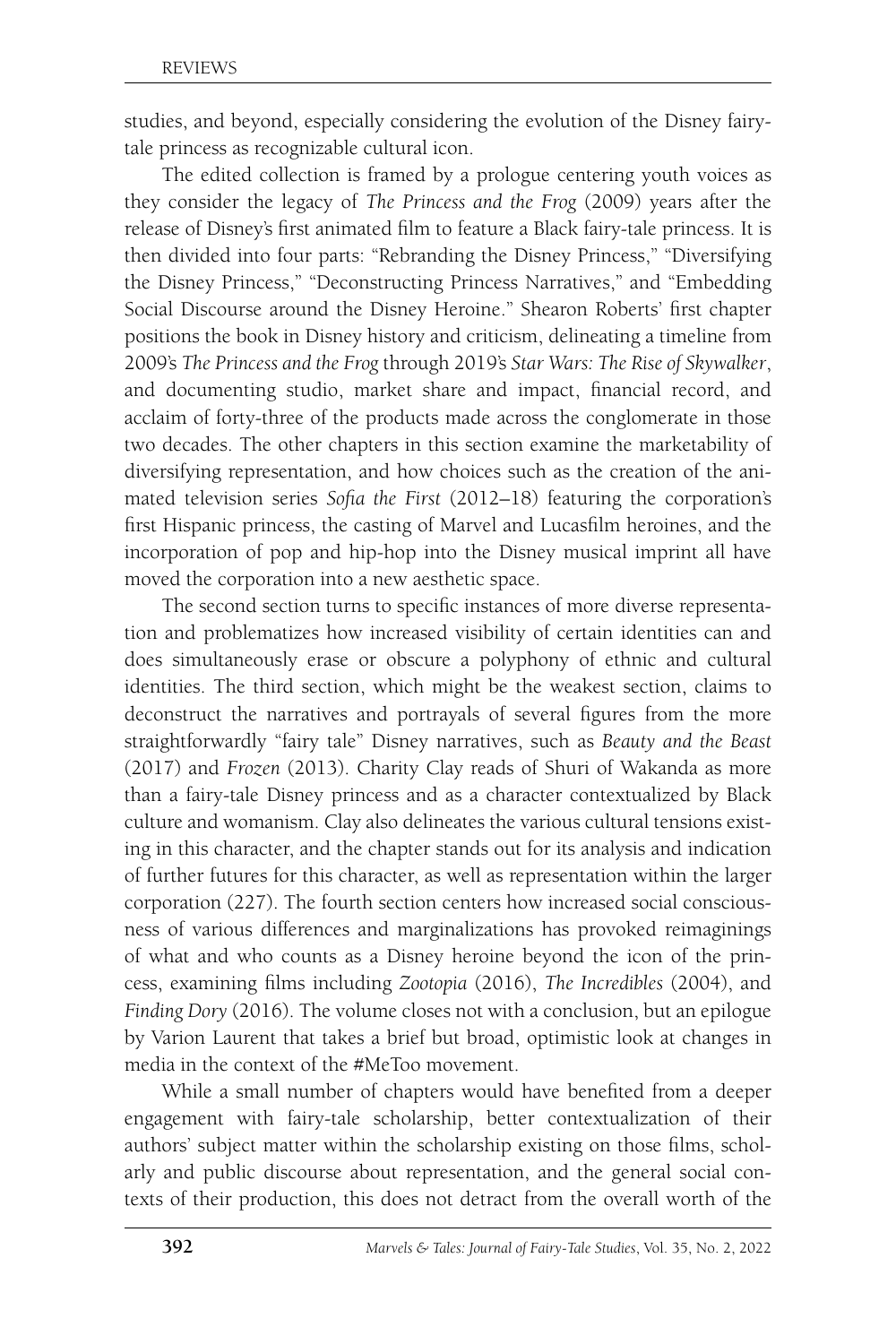studies, and beyond, especially considering the evolution of the Disney fairy-tale princess as recognizable cultural icon.

The edited collection is framed by a prologue centering youth voices as they consider the legacy of *The Princess and the Frog* (2009) years after the release of Disney's first animated film to feature a Black fairy-tale princess. It is then divided into four parts: "Rebranding the Disney Princess," "Diversifying the Disney Princess," "Deconstructing Princess Narratives," and "Embedding Social Discourse around the Disney Heroine." Shearon Roberts' first chapter positions the book in Disney history and criticism, delineating a timeline from 2009's *The Princess and the Frog* through 2019's *Star Wars: The Rise of Skywalker*, and documenting studio, market share and impact, financial record, and acclaim of forty-three of the products made across the conglomerate in those two decades. The other chapters in this section examine the marketability of diversifying representation, and how choices such as the creation of the animated television series *Sofia the First* (2012–18) featuring the corporation's first Hispanic princess, the casting of Marvel and Lucasfilm heroines, and the incorporation of pop and hip-hop into the Disney musical imprint all have moved the corporation into a new aesthetic space.

The second section turns to specific instances of more diverse representation and problematizes how increased visibility of certain identities can and does simultaneously erase or obscure a polyphony of ethnic and cultural identities. The third section, which might be the weakest section, claims to deconstruct the narratives and portrayals of several figures from the more straightforwardly "fairy tale" Disney narratives, such as *Beauty and the Beast* (2017) and *Frozen* (2013). Charity Clay reads of Shuri of Wakanda as more than a fairy-tale Disney princess and as a character contextualized by Black culture and womanism. Clay also delineates the various cultural tensions existing in this character, and the chapter stands out for its analysis and indication of further futures for this character, as well as representation within the larger corporation (227). The fourth section centers how increased social consciousness of various differences and marginalizations has provoked reimaginings of what and who counts as a Disney heroine beyond the icon of the princess, examining films including *Zootopia* (2016), *The Incredibles* (2004), and *Finding Dory* (2016). The volume closes not with a conclusion, but an epilogue by Varion Laurent that takes a brief but broad, optimistic look at changes in media in the context of the #MeToo movement.

While a small number of chapters would have benefited from a deeper engagement with fairy-tale scholarship, better contextualization of their authors' subject matter within the scholarship existing on those films, scholarly and public discourse about representation, and the general social contexts of their production, this does not detract from the overall worth of the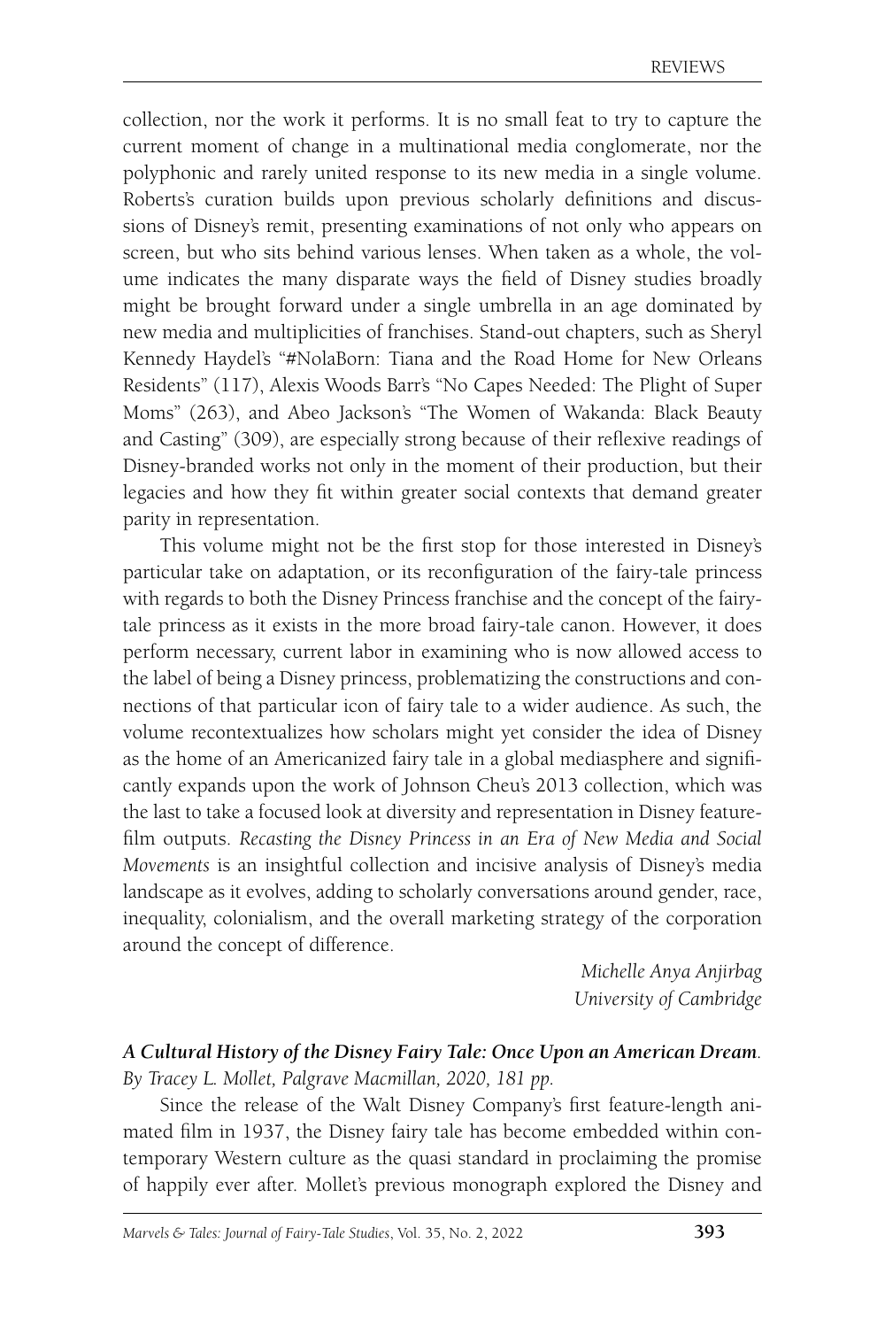collection, nor the work it performs. It is no small feat to try to capture the current moment of change in a multinational media conglomerate, nor the polyphonic and rarely united response to its new media in a single volume. Roberts's curation builds upon previous scholarly definitions and discussions of Disney's remit, presenting examinations of not only who appears on screen, but who sits behind various lenses. When taken as a whole, the volume indicates the many disparate ways the field of Disney studies broadly might be brought forward under a single umbrella in an age dominated by new media and multiplicities of franchises. Stand-out chapters, such as Sheryl Kennedy Haydel's "#NolaBorn: Tiana and the Road Home for New Orleans Residents" (117), Alexis Woods Barr's "No Capes Needed: The Plight of Super Moms" (263), and Abeo Jackson's "The Women of Wakanda: Black Beauty and Casting" (309), are especially strong because of their reflexive readings of Disney-branded works not only in the moment of their production, but their legacies and how they fit within greater social contexts that demand greater parity in representation.

This volume might not be the first stop for those interested in Disney's particular take on adaptation, or its reconfiguration of the fairy-tale princess with regards to both the Disney Princess franchise and the concept of the fairy-tale princess as it exists in the more broad fairy-tale canon. However, it does perform necessary, current labor in examining who is now allowed access to the label of being a Disney princess, problematizing the constructions and connections of that particular icon of fairy tale to a wider audience. As such, the volume recontextualizes how scholars might yet consider the idea of Disney as the home of an Americanized fairy tale in a global mediasphere and significantly expands upon the work of Johnson Cheu's 2013 collection, which was the last to take a focused look at diversity and representation in Disney feature-film outputs. *Recasting the Disney Princess in an Era of New Media and Social Movements* is an insightful collection and incisive analysis of Disney's media landscape as it evolves, adding to scholarly conversations around gender, race, inequality, colonialism, and the overall marketing strategy of the corporation around the concept of difference.

*Michelle Anya Anjirbag*
*University of Cambridge*

***A Cultural History of the Disney Fairy Tale: Once Upon an American Dream.***
*By Tracey L. Mollet, Palgrave Macmillan, 2020, 181 pp.*

Since the release of the Walt Disney Company's first feature-length animated film in 1937, the Disney fairy tale has become embedded within contemporary Western culture as the quasi standard in proclaiming the promise of happily ever after. Mollet's previous monograph explored the Disney and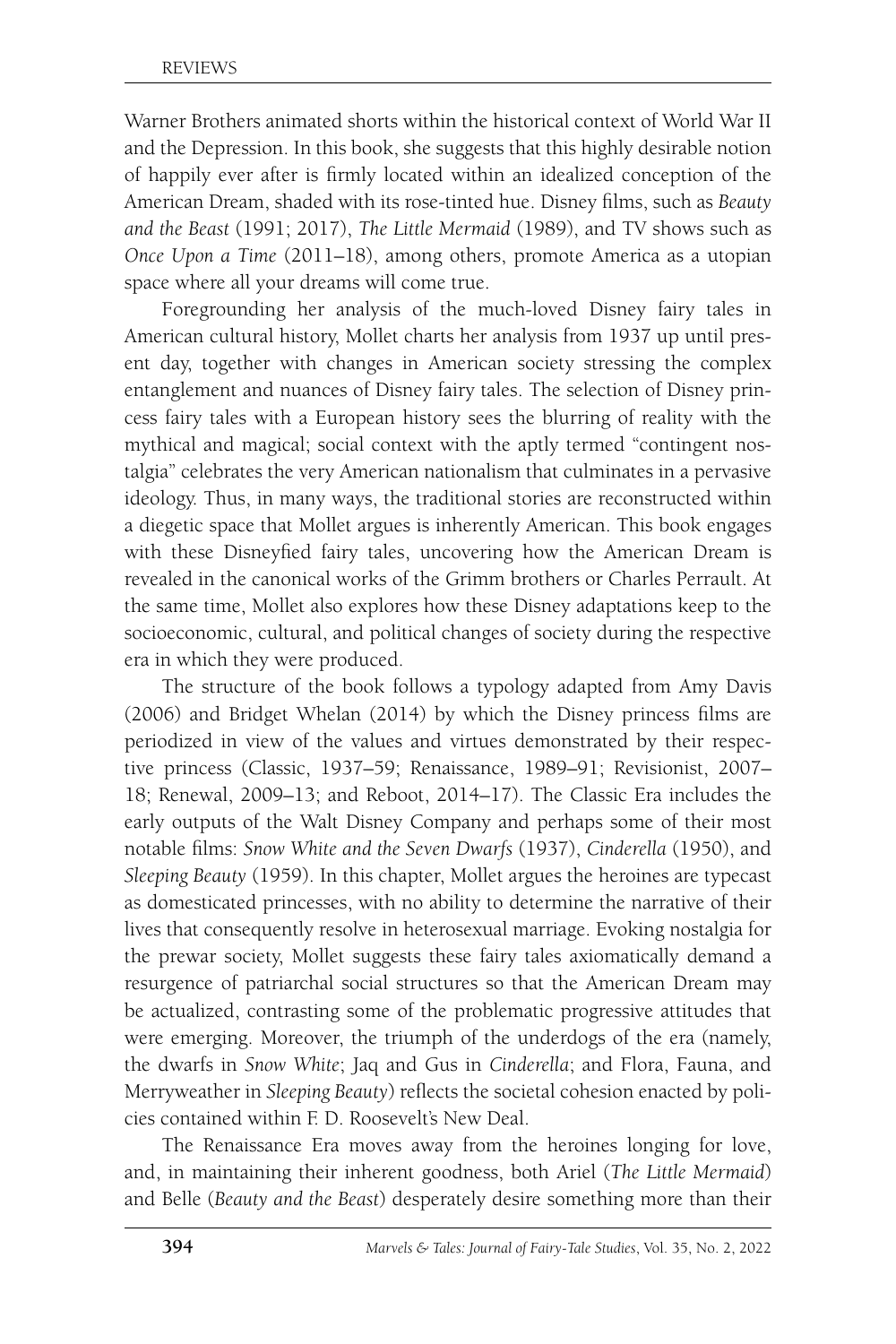Warner Brothers animated shorts within the historical context of World War II and the Depression. In this book, she suggests that this highly desirable notion of happily ever after is firmly located within an idealized conception of the American Dream, shaded with its rose-tinted hue. Disney films, such as *Beauty and the Beast* (1991; 2017), *The Little Mermaid* (1989), and TV shows such as *Once Upon a Time* (2011–18), among others, promote America as a utopian space where all your dreams will come true.

Foregrounding her analysis of the much-loved Disney fairy tales in American cultural history, Mollet charts her analysis from 1937 up until present day, together with changes in American society stressing the complex entanglement and nuances of Disney fairy tales. The selection of Disney princess fairy tales with a European history sees the blurring of reality with the mythical and magical; social context with the aptly termed "contingent nostalgia" celebrates the very American nationalism that culminates in a pervasive ideology. Thus, in many ways, the traditional stories are reconstructed within a diegetic space that Mollet argues is inherently American. This book engages with these Disneyfied fairy tales, uncovering how the American Dream is revealed in the canonical works of the Grimm brothers or Charles Perrault. At the same time, Mollet also explores how these Disney adaptations keep to the socioeconomic, cultural, and political changes of society during the respective era in which they were produced.

The structure of the book follows a typology adapted from Amy Davis (2006) and Bridget Whelan (2014) by which the Disney princess films are periodized in view of the values and virtues demonstrated by their respective princess (Classic, 1937–59; Renaissance, 1989–91; Revisionist, 2007–18; Renewal, 2009–13; and Reboot, 2014–17). The Classic Era includes the early outputs of the Walt Disney Company and perhaps some of their most notable films: *Snow White and the Seven Dwarfs* (1937), *Cinderella* (1950), and *Sleeping Beauty* (1959). In this chapter, Mollet argues the heroines are typecast as domesticated princesses, with no ability to determine the narrative of their lives that consequently resolve in heterosexual marriage. Evoking nostalgia for the prewar society, Mollet suggests these fairy tales axiomatically demand a resurgence of patriarchal social structures so that the American Dream may be actualized, contrasting some of the problematic progressive attitudes that were emerging. Moreover, the triumph of the underdogs of the era (namely, the dwarfs in *Snow White*; Jaq and Gus in *Cinderella*; and Flora, Fauna, and Merryweather in *Sleeping Beauty*) reflects the societal cohesion enacted by policies contained within F. D. Roosevelt's New Deal.

The Renaissance Era moves away from the heroines longing for love, and, in maintaining their inherent goodness, both Ariel (*The Little Mermaid*) and Belle (*Beauty and the Beast*) desperately desire something more than their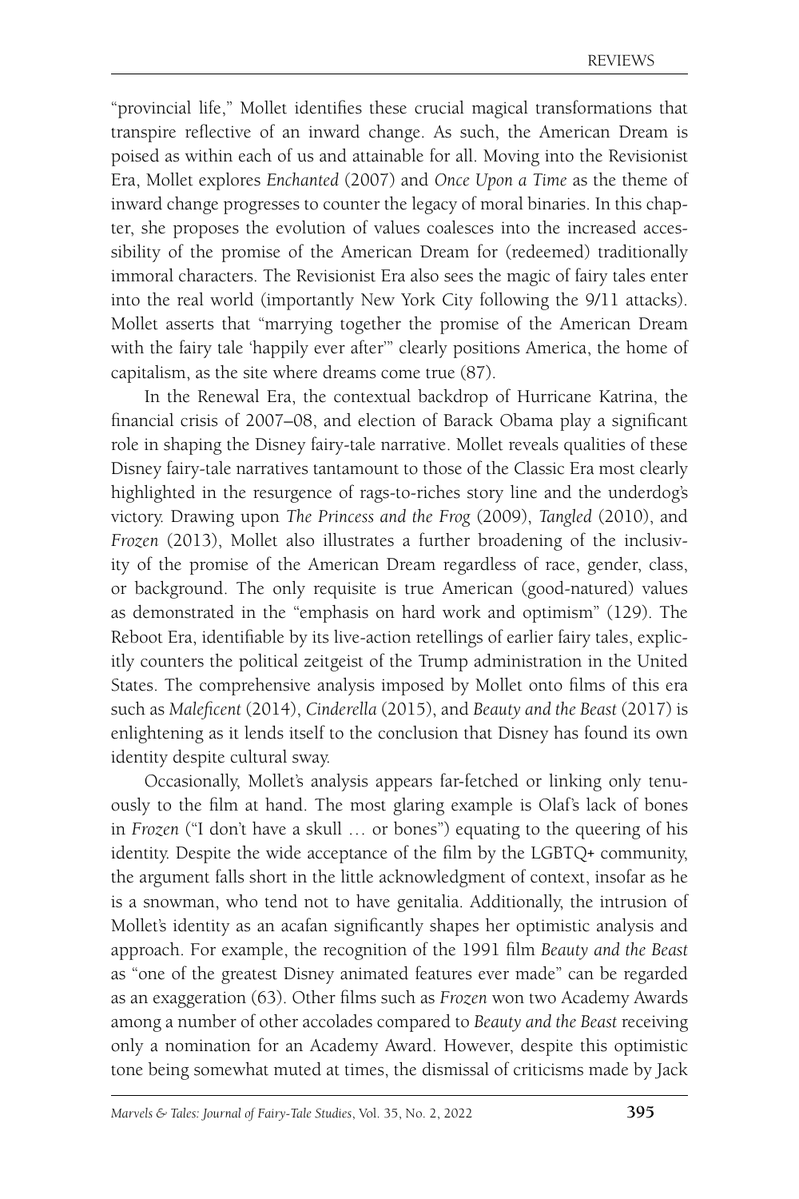"provincial life," Mollet identifies these crucial magical transformations that transpire reflective of an inward change. As such, the American Dream is poised as within each of us and attainable for all. Moving into the Revisionist Era, Mollet explores *Enchanted* (2007) and *Once Upon a Time* as the theme of inward change progresses to counter the legacy of moral binaries. In this chapter, she proposes the evolution of values coalesces into the increased accessibility of the promise of the American Dream for (redeemed) traditionally immoral characters. The Revisionist Era also sees the magic of fairy tales enter into the real world (importantly New York City following the 9/11 attacks). Mollet asserts that "marrying together the promise of the American Dream with the fairy tale 'happily ever after'" clearly positions America, the home of capitalism, as the site where dreams come true (87).

In the Renewal Era, the contextual backdrop of Hurricane Katrina, the financial crisis of 2007–08, and election of Barack Obama play a significant role in shaping the Disney fairy-tale narrative. Mollet reveals qualities of these Disney fairy-tale narratives tantamount to those of the Classic Era most clearly highlighted in the resurgence of rags-to-riches story line and the underdog's victory. Drawing upon *The Princess and the Frog* (2009), *Tangled* (2010), and *Frozen* (2013), Mollet also illustrates a further broadening of the inclusivity of the promise of the American Dream regardless of race, gender, class, or background. The only requisite is true American (good-natured) values as demonstrated in the "emphasis on hard work and optimism" (129). The Reboot Era, identifiable by its live-action retellings of earlier fairy tales, explicitly counters the political zeitgeist of the Trump administration in the United States. The comprehensive analysis imposed by Mollet onto films of this era such as *Maleficent* (2014), *Cinderella* (2015), and *Beauty and the Beast* (2017) is enlightening as it lends itself to the conclusion that Disney has found its own identity despite cultural sway.

Occasionally, Mollet's analysis appears far-fetched or linking only tenuously to the film at hand. The most glaring example is Olaf's lack of bones in *Frozen* ("I don't have a skull … or bones") equating to the queering of his identity. Despite the wide acceptance of the film by the LGBTQ+ community, the argument falls short in the little acknowledgment of context, insofar as he is a snowman, who tend not to have genitalia. Additionally, the intrusion of Mollet's identity as an acafan significantly shapes her optimistic analysis and approach. For example, the recognition of the 1991 film *Beauty and the Beast* as "one of the greatest Disney animated features ever made" can be regarded as an exaggeration (63). Other films such as *Frozen* won two Academy Awards among a number of other accolades compared to *Beauty and the Beast* receiving only a nomination for an Academy Award. However, despite this optimistic tone being somewhat muted at times, the dismissal of criticisms made by Jack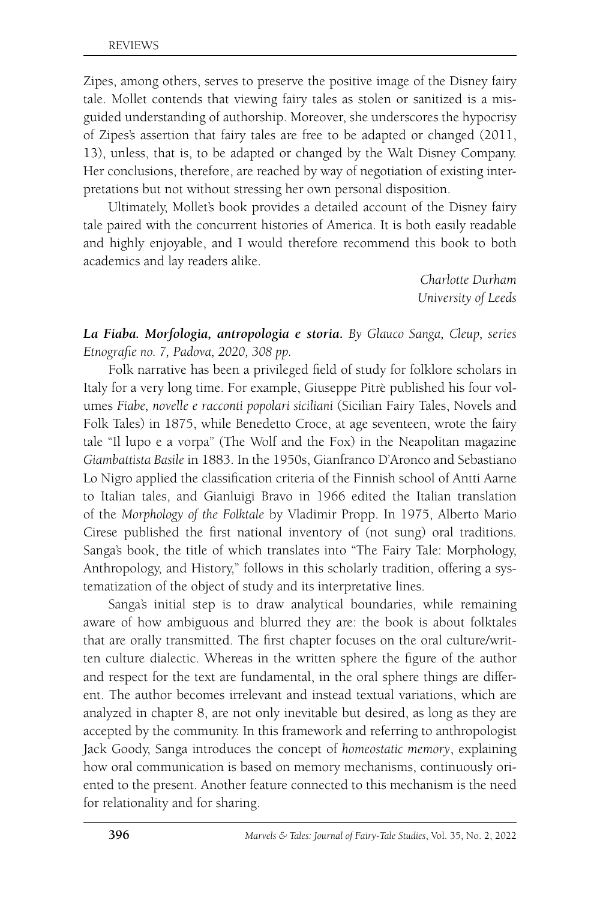Zipes, among others, serves to preserve the positive image of the Disney fairy tale. Mollet contends that viewing fairy tales as stolen or sanitized is a misguided understanding of authorship. Moreover, she underscores the hypocrisy of Zipes's assertion that fairy tales are free to be adapted or changed (2011, 13), unless, that is, to be adapted or changed by the Walt Disney Company. Her conclusions, therefore, are reached by way of negotiation of existing interpretations but not without stressing her own personal disposition.

Ultimately, Mollet's book provides a detailed account of the Disney fairy tale paired with the concurrent histories of America. It is both easily readable and highly enjoyable, and I would therefore recommend this book to both academics and lay readers alike.

*Charlotte Durham*
*University of Leeds*

***La Fiaba. Morfologia, antropologia e storia.*** *By Glauco Sanga, Cleup, series Etnografie no. 7, Padova, 2020, 308 pp.*

Folk narrative has been a privileged field of study for folklore scholars in Italy for a very long time. For example, Giuseppe Pitrè published his four volumes *Fiabe, novelle e racconti popolari siciliani* (Sicilian Fairy Tales, Novels and Folk Tales) in 1875, while Benedetto Croce, at age seventeen, wrote the fairy tale "Il lupo e a vorpa" (The Wolf and the Fox) in the Neapolitan magazine *Giambattista Basile* in 1883. In the 1950s, Gianfranco D'Aronco and Sebastiano Lo Nigro applied the classification criteria of the Finnish school of Antti Aarne to Italian tales, and Gianluigi Bravo in 1966 edited the Italian translation of the *Morphology of the Folktale* by Vladimir Propp. In 1975, Alberto Mario Cirese published the first national inventory of (not sung) oral traditions. Sanga's book, the title of which translates into "The Fairy Tale: Morphology, Anthropology, and History," follows in this scholarly tradition, offering a systematization of the object of study and its interpretative lines.

Sanga's initial step is to draw analytical boundaries, while remaining aware of how ambiguous and blurred they are: the book is about folktales that are orally transmitted. The first chapter focuses on the oral culture/written culture dialectic. Whereas in the written sphere the figure of the author and respect for the text are fundamental, in the oral sphere things are different. The author becomes irrelevant and instead textual variations, which are analyzed in chapter 8, are not only inevitable but desired, as long as they are accepted by the community. In this framework and referring to anthropologist Jack Goody, Sanga introduces the concept of *homeostatic memory*, explaining how oral communication is based on memory mechanisms, continuously oriented to the present. Another feature connected to this mechanism is the need for relationality and for sharing.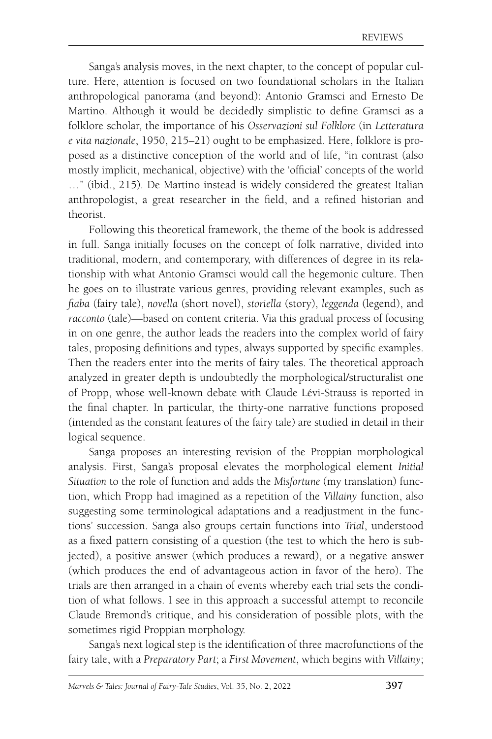Sanga's analysis moves, in the next chapter, to the concept of popular culture. Here, attention is focused on two foundational scholars in the Italian anthropological panorama (and beyond): Antonio Gramsci and Ernesto De Martino. Although it would be decidedly simplistic to define Gramsci as a folklore scholar, the importance of his *Osservazioni sul Folklore* (in *Letteratura e vita nazionale*, 1950, 215–21) ought to be emphasized. Here, folklore is proposed as a distinctive conception of the world and of life, "in contrast (also mostly implicit, mechanical, objective) with the 'official' concepts of the world …" (ibid., 215). De Martino instead is widely considered the greatest Italian anthropologist, a great researcher in the field, and a refined historian and theorist.

Following this theoretical framework, the theme of the book is addressed in full. Sanga initially focuses on the concept of folk narrative, divided into traditional, modern, and contemporary, with differences of degree in its relationship with what Antonio Gramsci would call the hegemonic culture. Then he goes on to illustrate various genres, providing relevant examples, such as *fiaba* (fairy tale), *novella* (short novel), *storiella* (story), *leggenda* (legend), and *racconto* (tale)—based on content criteria. Via this gradual process of focusing in on one genre, the author leads the readers into the complex world of fairy tales, proposing definitions and types, always supported by specific examples. Then the readers enter into the merits of fairy tales. The theoretical approach analyzed in greater depth is undoubtedly the morphological/structuralist one of Propp, whose well-known debate with Claude Lévi-Strauss is reported in the final chapter. In particular, the thirty-one narrative functions proposed (intended as the constant features of the fairy tale) are studied in detail in their logical sequence.

Sanga proposes an interesting revision of the Proppian morphological analysis. First, Sanga's proposal elevates the morphological element *Initial Situation* to the role of function and adds the *Misfortune* (my translation) function, which Propp had imagined as a repetition of the *Villainy* function, also suggesting some terminological adaptations and a readjustment in the functions' succession. Sanga also groups certain functions into *Trial*, understood as a fixed pattern consisting of a question (the test to which the hero is subjected), a positive answer (which produces a reward), or a negative answer (which produces the end of advantageous action in favor of the hero). The trials are then arranged in a chain of events whereby each trial sets the condition of what follows. I see in this approach a successful attempt to reconcile Claude Bremond's critique, and his consideration of possible plots, with the sometimes rigid Proppian morphology.

Sanga's next logical step is the identification of three macrofunctions of the fairy tale, with a *Preparatory Part*; a *First Movement*, which begins with *Villainy*;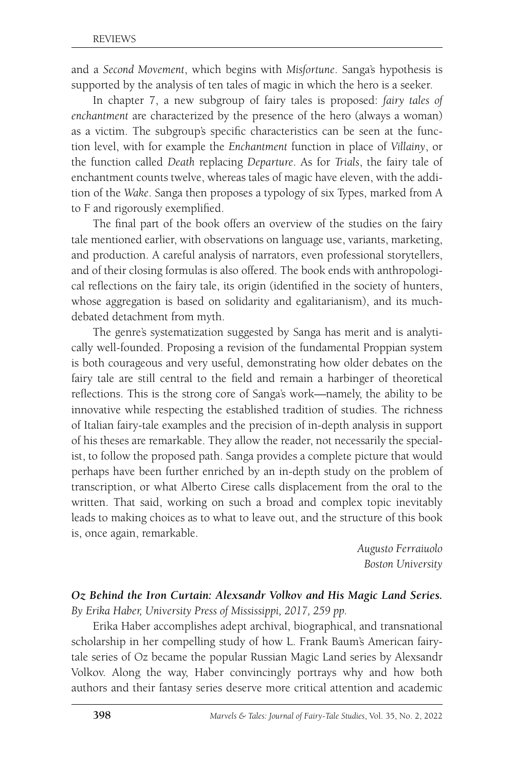and a *Second Movement*, which begins with *Misfortune*. Sanga's hypothesis is supported by the analysis of ten tales of magic in which the hero is a seeker.

In chapter 7, a new subgroup of fairy tales is proposed: *fairy tales of enchantment* are characterized by the presence of the hero (always a woman) as a victim. The subgroup's specific characteristics can be seen at the function level, with for example the *Enchantment* function in place of *Villainy*, or the function called *Death* replacing *Departure*. As for *Trials*, the fairy tale of enchantment counts twelve, whereas tales of magic have eleven, with the addition of the *Wake*. Sanga then proposes a typology of six Types, marked from A to F and rigorously exemplified.

The final part of the book offers an overview of the studies on the fairy tale mentioned earlier, with observations on language use, variants, marketing, and production. A careful analysis of narrators, even professional storytellers, and of their closing formulas is also offered. The book ends with anthropological reflections on the fairy tale, its origin (identified in the society of hunters, whose aggregation is based on solidarity and egalitarianism), and its much-debated detachment from myth.

The genre's systematization suggested by Sanga has merit and is analytically well-founded. Proposing a revision of the fundamental Proppian system is both courageous and very useful, demonstrating how older debates on the fairy tale are still central to the field and remain a harbinger of theoretical reflections. This is the strong core of Sanga's work—namely, the ability to be innovative while respecting the established tradition of studies. The richness of Italian fairy-tale examples and the precision of in-depth analysis in support of his theses are remarkable. They allow the reader, not necessarily the specialist, to follow the proposed path. Sanga provides a complete picture that would perhaps have been further enriched by an in-depth study on the problem of transcription, or what Alberto Cirese calls displacement from the oral to the written. That said, working on such a broad and complex topic inevitably leads to making choices as to what to leave out, and the structure of this book is, once again, remarkable.

*Augusto Ferraiuolo*
*Boston University*

***Oz Behind the Iron Curtain: Alexsandr Volkov and His Magic Land Series.*** *By Erika Haber, University Press of Mississippi, 2017, 259 pp.*

Erika Haber accomplishes adept archival, biographical, and transnational scholarship in her compelling study of how L. Frank Baum's American fairy-tale series of Oz became the popular Russian Magic Land series by Alexsandr Volkov. Along the way, Haber convincingly portrays why and how both authors and their fantasy series deserve more critical attention and academic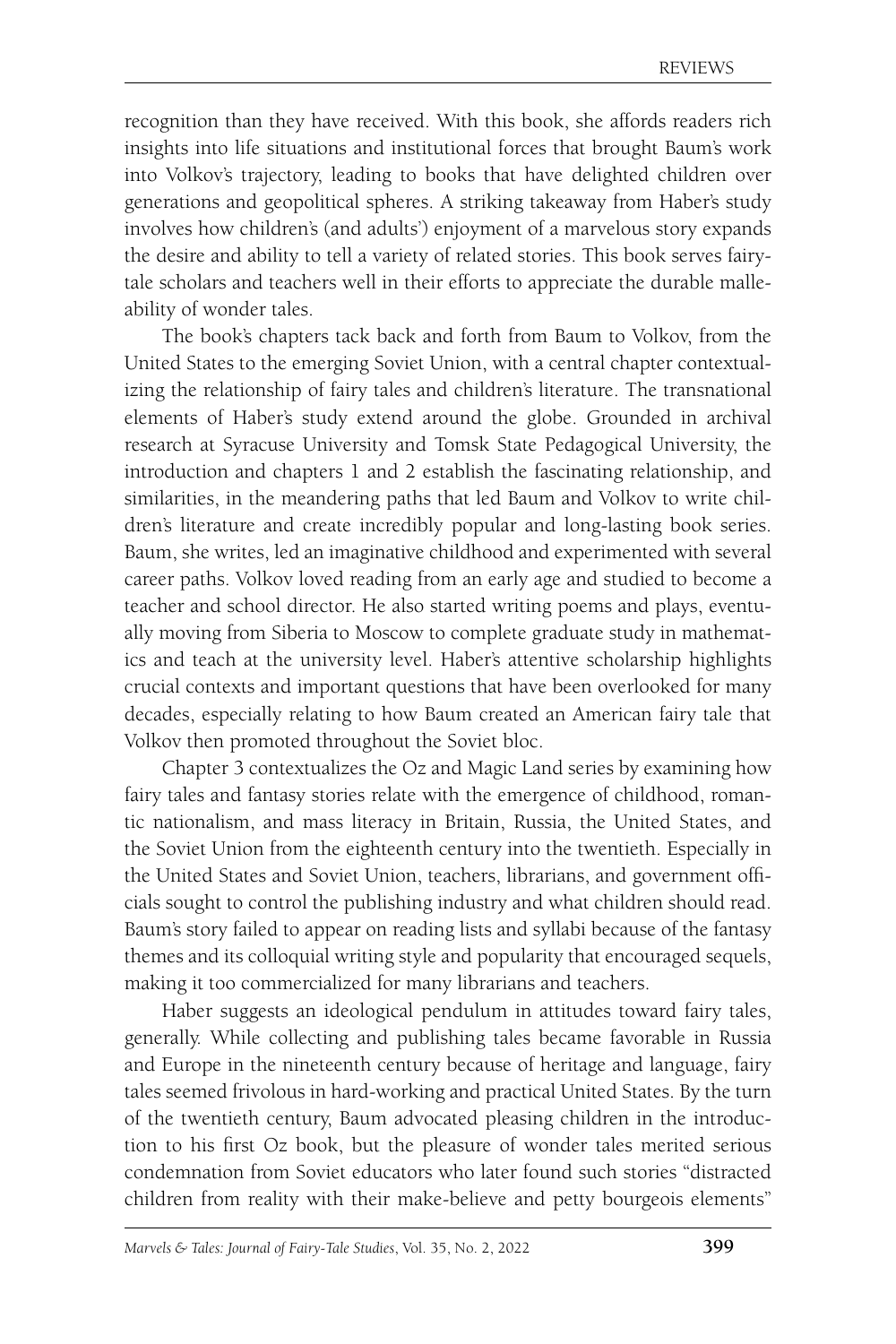recognition than they have received. With this book, she affords readers rich insights into life situations and institutional forces that brought Baum's work into Volkov's trajectory, leading to books that have delighted children over generations and geopolitical spheres. A striking takeaway from Haber's study involves how children's (and adults') enjoyment of a marvelous story expands the desire and ability to tell a variety of related stories. This book serves fairy-tale scholars and teachers well in their efforts to appreciate the durable malleability of wonder tales.

The book's chapters tack back and forth from Baum to Volkov, from the United States to the emerging Soviet Union, with a central chapter contextualizing the relationship of fairy tales and children's literature. The transnational elements of Haber's study extend around the globe. Grounded in archival research at Syracuse University and Tomsk State Pedagogical University, the introduction and chapters 1 and 2 establish the fascinating relationship, and similarities, in the meandering paths that led Baum and Volkov to write children's literature and create incredibly popular and long-lasting book series. Baum, she writes, led an imaginative childhood and experimented with several career paths. Volkov loved reading from an early age and studied to become a teacher and school director. He also started writing poems and plays, eventually moving from Siberia to Moscow to complete graduate study in mathematics and teach at the university level. Haber's attentive scholarship highlights crucial contexts and important questions that have been overlooked for many decades, especially relating to how Baum created an American fairy tale that Volkov then promoted throughout the Soviet bloc.

Chapter 3 contextualizes the Oz and Magic Land series by examining how fairy tales and fantasy stories relate with the emergence of childhood, romantic nationalism, and mass literacy in Britain, Russia, the United States, and the Soviet Union from the eighteenth century into the twentieth. Especially in the United States and Soviet Union, teachers, librarians, and government officials sought to control the publishing industry and what children should read. Baum's story failed to appear on reading lists and syllabi because of the fantasy themes and its colloquial writing style and popularity that encouraged sequels, making it too commercialized for many librarians and teachers.

Haber suggests an ideological pendulum in attitudes toward fairy tales, generally. While collecting and publishing tales became favorable in Russia and Europe in the nineteenth century because of heritage and language, fairy tales seemed frivolous in hard-working and practical United States. By the turn of the twentieth century, Baum advocated pleasing children in the introduction to his first Oz book, but the pleasure of wonder tales merited serious condemnation from Soviet educators who later found such stories "distracted children from reality with their make-believe and petty bourgeois elements"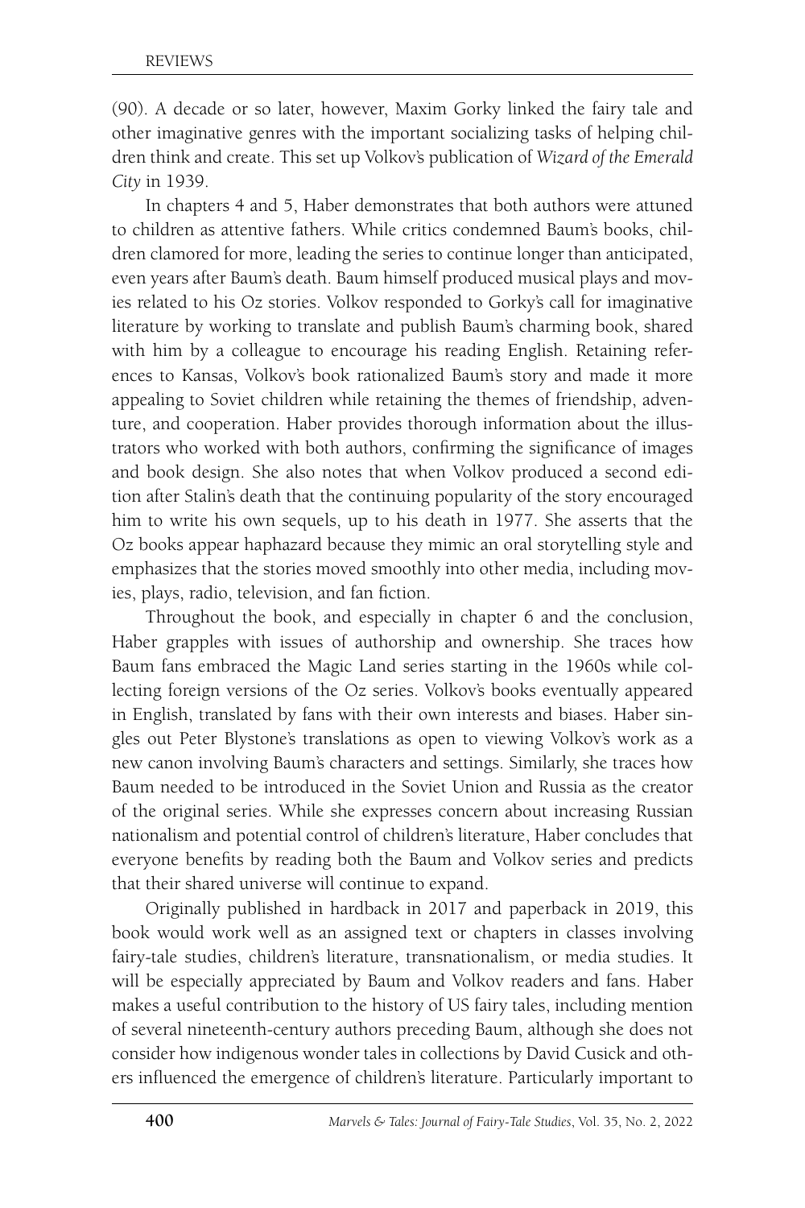(90). A decade or so later, however, Maxim Gorky linked the fairy tale and other imaginative genres with the important socializing tasks of helping children think and create. This set up Volkov's publication of *Wizard of the Emerald City* in 1939.

In chapters 4 and 5, Haber demonstrates that both authors were attuned to children as attentive fathers. While critics condemned Baum's books, children clamored for more, leading the series to continue longer than anticipated, even years after Baum's death. Baum himself produced musical plays and movies related to his Oz stories. Volkov responded to Gorky's call for imaginative literature by working to translate and publish Baum's charming book, shared with him by a colleague to encourage his reading English. Retaining references to Kansas, Volkov's book rationalized Baum's story and made it more appealing to Soviet children while retaining the themes of friendship, adventure, and cooperation. Haber provides thorough information about the illustrators who worked with both authors, confirming the significance of images and book design. She also notes that when Volkov produced a second edition after Stalin's death that the continuing popularity of the story encouraged him to write his own sequels, up to his death in 1977. She asserts that the Oz books appear haphazard because they mimic an oral storytelling style and emphasizes that the stories moved smoothly into other media, including movies, plays, radio, television, and fan fiction.

Throughout the book, and especially in chapter 6 and the conclusion, Haber grapples with issues of authorship and ownership. She traces how Baum fans embraced the Magic Land series starting in the 1960s while collecting foreign versions of the Oz series. Volkov's books eventually appeared in English, translated by fans with their own interests and biases. Haber singles out Peter Blystone's translations as open to viewing Volkov's work as a new canon involving Baum's characters and settings. Similarly, she traces how Baum needed to be introduced in the Soviet Union and Russia as the creator of the original series. While she expresses concern about increasing Russian nationalism and potential control of children's literature, Haber concludes that everyone benefits by reading both the Baum and Volkov series and predicts that their shared universe will continue to expand.

Originally published in hardback in 2017 and paperback in 2019, this book would work well as an assigned text or chapters in classes involving fairy-tale studies, children's literature, transnationalism, or media studies. It will be especially appreciated by Baum and Volkov readers and fans. Haber makes a useful contribution to the history of US fairy tales, including mention of several nineteenth-century authors preceding Baum, although she does not consider how indigenous wonder tales in collections by David Cusick and others influenced the emergence of children's literature. Particularly important to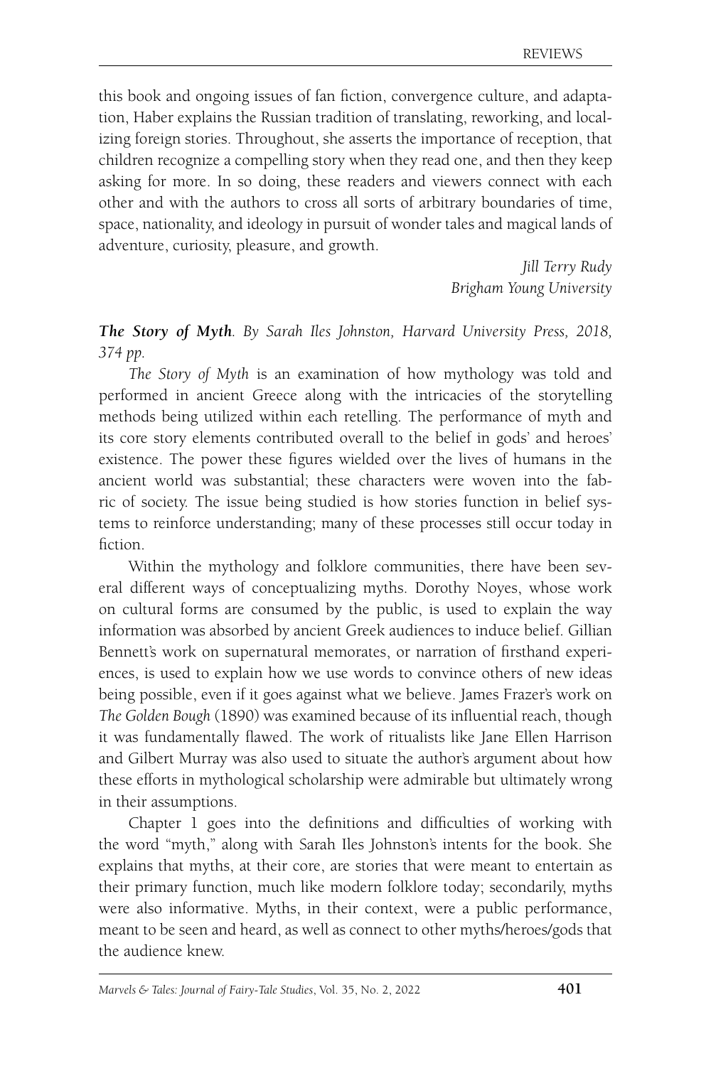this book and ongoing issues of fan fiction, convergence culture, and adaptation, Haber explains the Russian tradition of translating, reworking, and localizing foreign stories. Throughout, she asserts the importance of reception, that children recognize a compelling story when they read one, and then they keep asking for more. In so doing, these readers and viewers connect with each other and with the authors to cross all sorts of arbitrary boundaries of time, space, nationality, and ideology in pursuit of wonder tales and magical lands of adventure, curiosity, pleasure, and growth.

*Jill Terry Rudy*
*Brigham Young University*

***The Story of Myth****. By Sarah Iles Johnston, Harvard University Press, 2018, 374 pp.*

*The Story of Myth* is an examination of how mythology was told and performed in ancient Greece along with the intricacies of the storytelling methods being utilized within each retelling. The performance of myth and its core story elements contributed overall to the belief in gods' and heroes' existence. The power these figures wielded over the lives of humans in the ancient world was substantial; these characters were woven into the fabric of society. The issue being studied is how stories function in belief systems to reinforce understanding; many of these processes still occur today in fiction.

Within the mythology and folklore communities, there have been several different ways of conceptualizing myths. Dorothy Noyes, whose work on cultural forms are consumed by the public, is used to explain the way information was absorbed by ancient Greek audiences to induce belief. Gillian Bennett's work on supernatural memorates, or narration of firsthand experiences, is used to explain how we use words to convince others of new ideas being possible, even if it goes against what we believe. James Frazer's work on *The Golden Bough* (1890) was examined because of its influential reach, though it was fundamentally flawed. The work of ritualists like Jane Ellen Harrison and Gilbert Murray was also used to situate the author's argument about how these efforts in mythological scholarship were admirable but ultimately wrong in their assumptions.

Chapter 1 goes into the definitions and difficulties of working with the word "myth," along with Sarah Iles Johnston's intents for the book. She explains that myths, at their core, are stories that were meant to entertain as their primary function, much like modern folklore today; secondarily, myths were also informative. Myths, in their context, were a public performance, meant to be seen and heard, as well as connect to other myths/heroes/gods that the audience knew.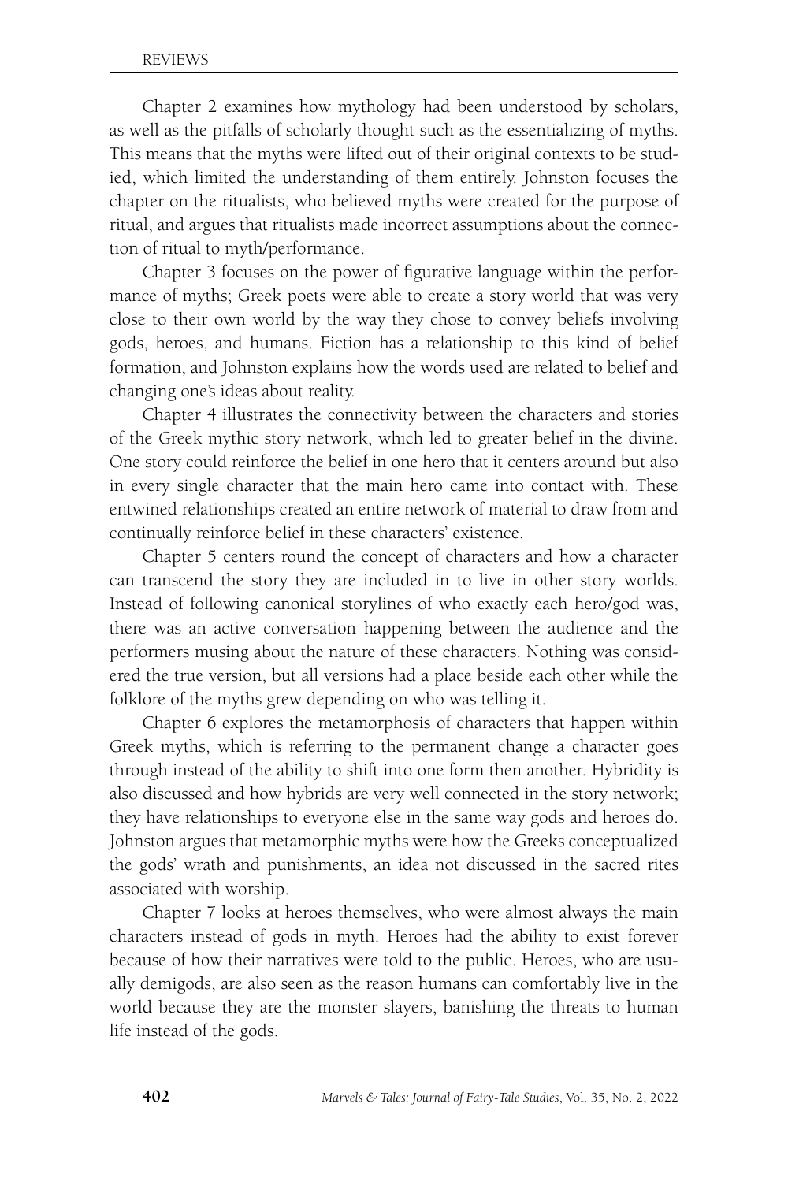Chapter 2 examines how mythology had been understood by scholars, as well as the pitfalls of scholarly thought such as the essentializing of myths. This means that the myths were lifted out of their original contexts to be studied, which limited the understanding of them entirely. Johnston focuses the chapter on the ritualists, who believed myths were created for the purpose of ritual, and argues that ritualists made incorrect assumptions about the connection of ritual to myth/performance.

Chapter 3 focuses on the power of figurative language within the performance of myths; Greek poets were able to create a story world that was very close to their own world by the way they chose to convey beliefs involving gods, heroes, and humans. Fiction has a relationship to this kind of belief formation, and Johnston explains how the words used are related to belief and changing one's ideas about reality.

Chapter 4 illustrates the connectivity between the characters and stories of the Greek mythic story network, which led to greater belief in the divine. One story could reinforce the belief in one hero that it centers around but also in every single character that the main hero came into contact with. These entwined relationships created an entire network of material to draw from and continually reinforce belief in these characters' existence.

Chapter 5 centers round the concept of characters and how a character can transcend the story they are included in to live in other story worlds. Instead of following canonical storylines of who exactly each hero/god was, there was an active conversation happening between the audience and the performers musing about the nature of these characters. Nothing was considered the true version, but all versions had a place beside each other while the folklore of the myths grew depending on who was telling it.

Chapter 6 explores the metamorphosis of characters that happen within Greek myths, which is referring to the permanent change a character goes through instead of the ability to shift into one form then another. Hybridity is also discussed and how hybrids are very well connected in the story network; they have relationships to everyone else in the same way gods and heroes do. Johnston argues that metamorphic myths were how the Greeks conceptualized the gods' wrath and punishments, an idea not discussed in the sacred rites associated with worship.

Chapter 7 looks at heroes themselves, who were almost always the main characters instead of gods in myth. Heroes had the ability to exist forever because of how their narratives were told to the public. Heroes, who are usually demigods, are also seen as the reason humans can comfortably live in the world because they are the monster slayers, banishing the threats to human life instead of the gods.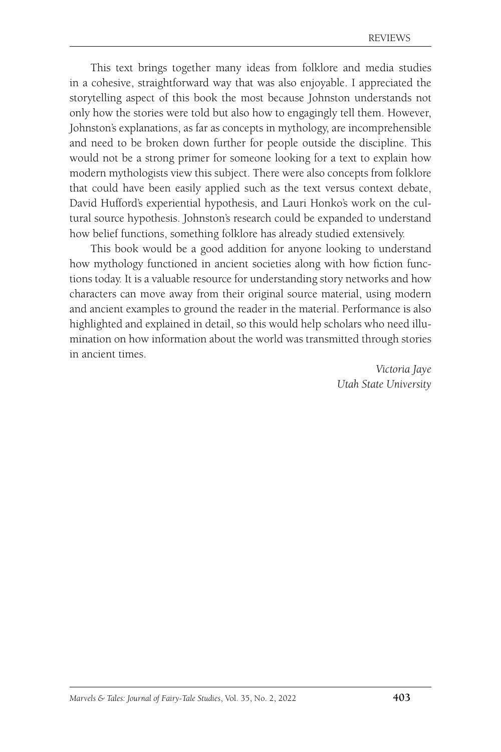This text brings together many ideas from folklore and media studies in a cohesive, straightforward way that was also enjoyable. I appreciated the storytelling aspect of this book the most because Johnston understands not only how the stories were told but also how to engagingly tell them. However, Johnston's explanations, as far as concepts in mythology, are incomprehensible and need to be broken down further for people outside the discipline. This would not be a strong primer for someone looking for a text to explain how modern mythologists view this subject. There were also concepts from folklore that could have been easily applied such as the text versus context debate, David Hufford's experiential hypothesis, and Lauri Honko's work on the cultural source hypothesis. Johnston's research could be expanded to understand how belief functions, something folklore has already studied extensively.

This book would be a good addition for anyone looking to understand how mythology functioned in ancient societies along with how fiction functions today. It is a valuable resource for understanding story networks and how characters can move away from their original source material, using modern and ancient examples to ground the reader in the material. Performance is also highlighted and explained in detail, so this would help scholars who need illumination on how information about the world was transmitted through stories in ancient times.

*Victoria Jaye*
*Utah State University*